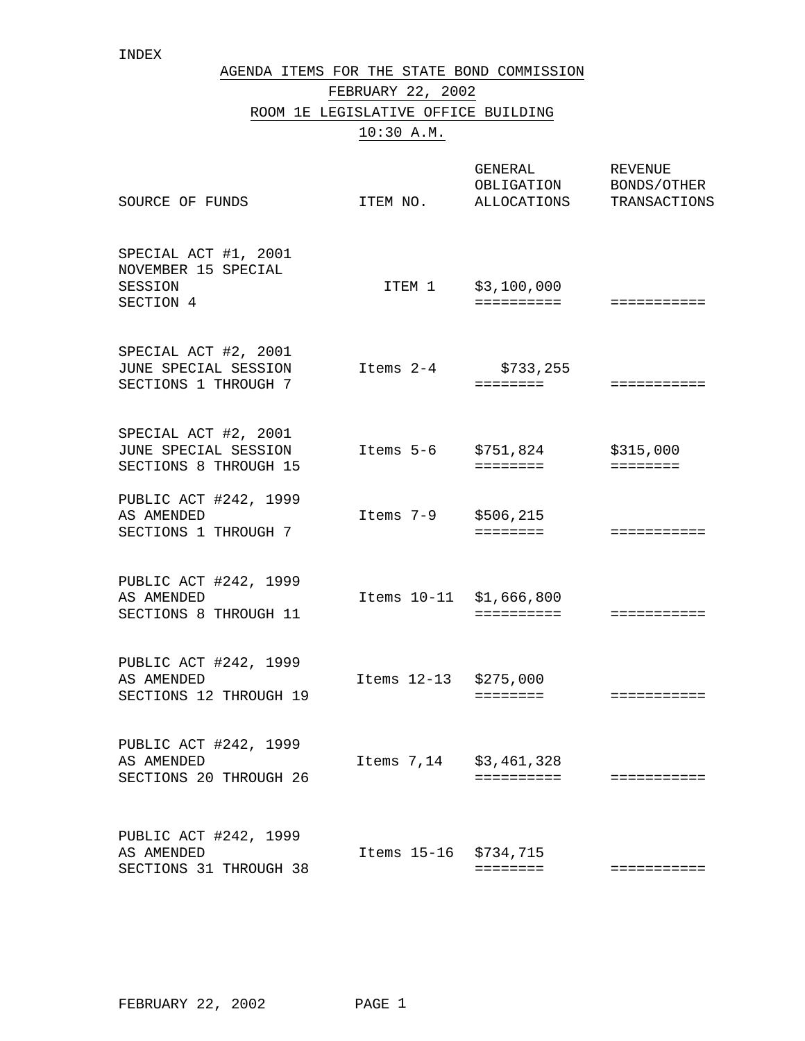INDEX

# AGENDA ITEMS FOR THE STATE BOND COMMISSION

## FEBRUARY 22, 2002

## ROOM 1E LEGISLATIVE OFFICE BUILDING

## 10:30 A.M.

| SOURCE OF FUNDS | ITEM NO. | GENERAL OBLIGATION ALLOCATIONS | REVENUE BONDS/OTHER TRANSACTIONS |
|---|---|---|---|
| SPECIAL ACT #1, 2001 NOVEMBER 15 SPECIAL SESSION SECTION 4 | ITEM 1 | $3,100,000 | |
| SPECIAL ACT #2, 2001 JUNE SPECIAL SESSION SECTIONS 1 THROUGH 7 | Items 2-4 | $733,255 | |
| SPECIAL ACT #2, 2001 JUNE SPECIAL SESSION SECTIONS 8 THROUGH 15 | Items 5-6 | $751,824 | $315,000 |
| PUBLIC ACT #242, 1999 AS AMENDED SECTIONS 1 THROUGH 7 | Items 7-9 | $506,215 | |
| PUBLIC ACT #242, 1999 AS AMENDED SECTIONS 8 THROUGH 11 | Items 10-11 | $1,666,800 | |
| PUBLIC ACT #242, 1999 AS AMENDED SECTIONS 12 THROUGH 19 | Items 12-13 | $275,000 | |
| PUBLIC ACT #242, 1999 AS AMENDED SECTIONS 20 THROUGH 26 | Items 7,14 | $3,461,328 | |
| PUBLIC ACT #242, 1999 AS AMENDED SECTIONS 31 THROUGH 38 | Items 15-16 | $734,715 | |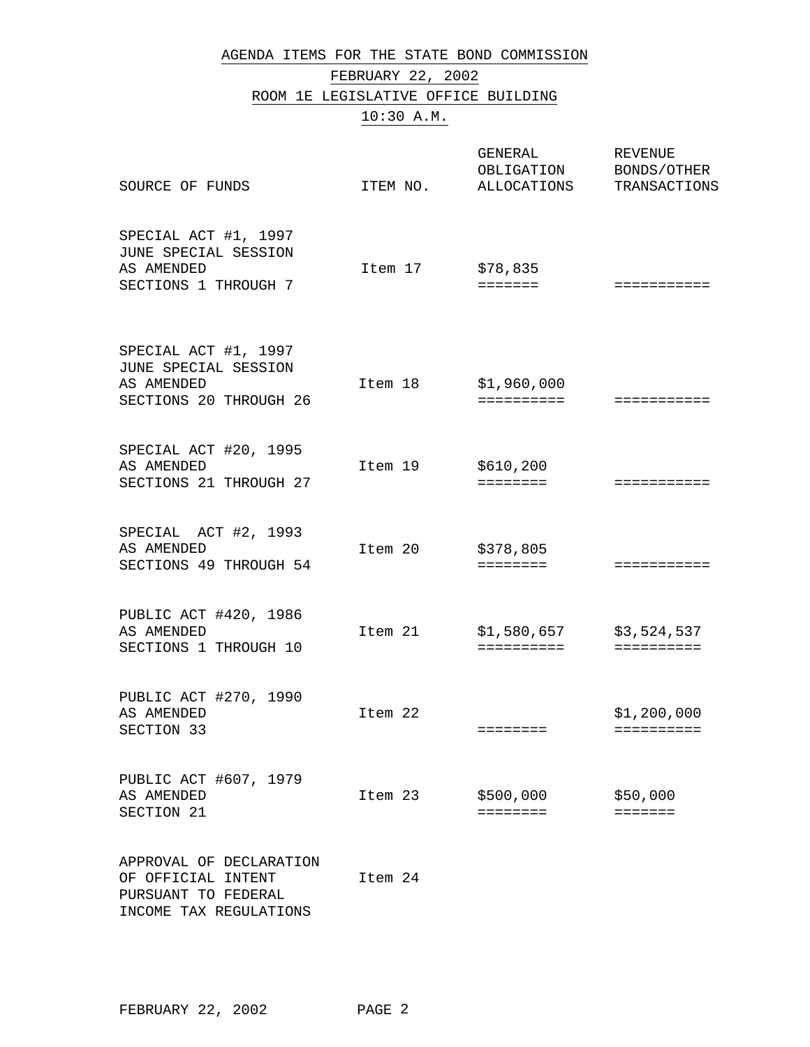AGENDA ITEMS FOR THE STATE BOND COMMISSION

FEBRUARY 22, 2002

ROOM 1E LEGISLATIVE OFFICE BUILDING

10:30 A.M.

| SOURCE OF FUNDS | ITEM NO. | GENERAL OBLIGATION ALLOCATIONS | REVENUE BONDS/OTHER TRANSACTIONS |
|---|---|---|---|
| SPECIAL ACT #1, 1997 JUNE SPECIAL SESSION AS AMENDED SECTIONS 1 THROUGH 7 | Item 17 | $78,835 | |
| SPECIAL ACT #1, 1997 JUNE SPECIAL SESSION AS AMENDED SECTIONS 20 THROUGH 26 | Item 18 | $1,960,000 | |
| SPECIAL ACT #20, 1995 AS AMENDED SECTIONS 21 THROUGH 27 | Item 19 | $610,200 | |
| SPECIAL ACT #2, 1993 AS AMENDED SECTIONS 49 THROUGH 54 | Item 20 | $378,805 | |
| PUBLIC ACT #420, 1986 AS AMENDED SECTIONS 1 THROUGH 10 | Item 21 | $1,580,657 | $3,524,537 |
| PUBLIC ACT #270, 1990 AS AMENDED SECTION 33 | Item 22 | | $1,200,000 |
| PUBLIC ACT #607, 1979 AS AMENDED SECTION 21 | Item 23 | $500,000 | $50,000 |
| APPROVAL OF DECLARATION OF OFFICIAL INTENT PURSUANT TO FEDERAL INCOME TAX REGULATIONS | Item 24 | | |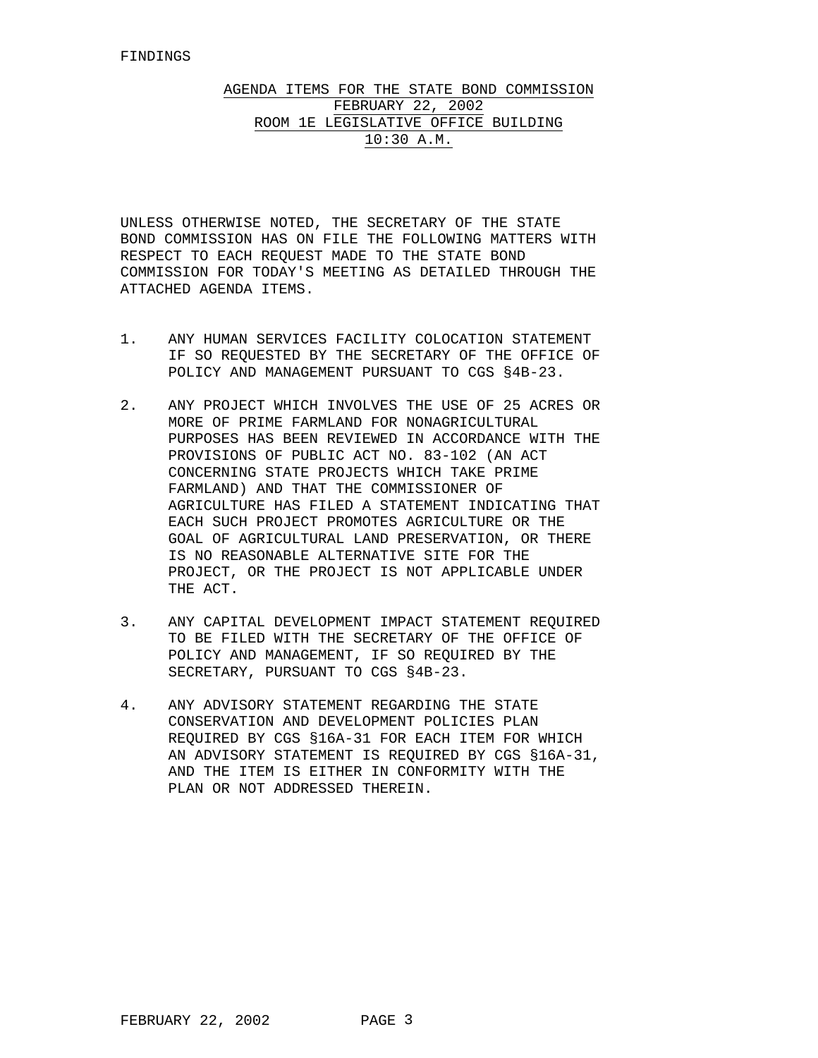FINDINGS

## AGENDA ITEMS FOR THE STATE BOND COMMISSION
## FEBRUARY 22, 2002
## ROOM 1E LEGISLATIVE OFFICE BUILDING
## 10:30 A.M.

UNLESS OTHERWISE NOTED, THE SECRETARY OF THE STATE BOND COMMISSION HAS ON FILE THE FOLLOWING MATTERS WITH RESPECT TO EACH REQUEST MADE TO THE STATE BOND COMMISSION FOR TODAY'S MEETING AS DETAILED THROUGH THE ATTACHED AGENDA ITEMS.

1. ANY HUMAN SERVICES FACILITY COLOCATION STATEMENT IF SO REQUESTED BY THE SECRETARY OF THE OFFICE OF POLICY AND MANAGEMENT PURSUANT TO CGS §4B-23.

2. ANY PROJECT WHICH INVOLVES THE USE OF 25 ACRES OR MORE OF PRIME FARMLAND FOR NONAGRICULTURAL PURPOSES HAS BEEN REVIEWED IN ACCORDANCE WITH THE PROVISIONS OF PUBLIC ACT NO. 83-102 (AN ACT CONCERNING STATE PROJECTS WHICH TAKE PRIME FARMLAND) AND THAT THE COMMISSIONER OF AGRICULTURE HAS FILED A STATEMENT INDICATING THAT EACH SUCH PROJECT PROMOTES AGRICULTURE OR THE GOAL OF AGRICULTURAL LAND PRESERVATION, OR THERE IS NO REASONABLE ALTERNATIVE SITE FOR THE PROJECT, OR THE PROJECT IS NOT APPLICABLE UNDER THE ACT.

3. ANY CAPITAL DEVELOPMENT IMPACT STATEMENT REQUIRED TO BE FILED WITH THE SECRETARY OF THE OFFICE OF POLICY AND MANAGEMENT, IF SO REQUIRED BY THE SECRETARY, PURSUANT TO CGS §4B-23.

4. ANY ADVISORY STATEMENT REGARDING THE STATE CONSERVATION AND DEVELOPMENT POLICIES PLAN REQUIRED BY CGS §16A-31 FOR EACH ITEM FOR WHICH AN ADVISORY STATEMENT IS REQUIRED BY CGS §16A-31, AND THE ITEM IS EITHER IN CONFORMITY WITH THE PLAN OR NOT ADDRESSED THEREIN.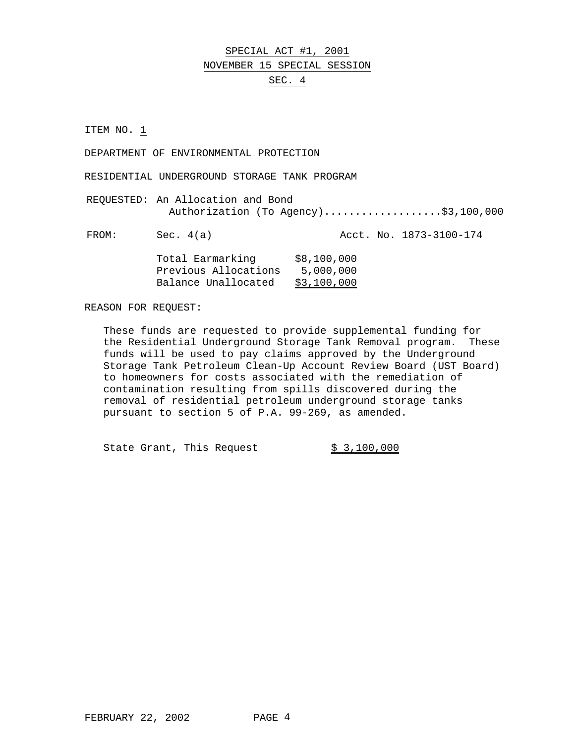# SPECIAL ACT #1, 2001
## NOVEMBER 15 SPECIAL SESSION
## SEC. 4

ITEM NO. 1

DEPARTMENT OF ENVIRONMENTAL PROTECTION

RESIDENTIAL UNDERGROUND STORAGE TANK PROGRAM

REQUESTED: An Allocation and Bond Authorization (To Agency)...................$3,100,000

FROM: Sec. 4(a) Acct. No. 1873-3100-174

| | |
|---|---|
| Total Earmarking | $8,100,000 |
| Previous Allocations | 5,000,000 |
| Balance Unallocated | $3,100,000 |

REASON FOR REQUEST:

These funds are requested to provide supplemental funding for the Residential Underground Storage Tank Removal program. These funds will be used to pay claims approved by the Underground Storage Tank Petroleum Clean-Up Account Review Board (UST Board) to homeowners for costs associated with the remediation of contamination resulting from spills discovered during the removal of residential petroleum underground storage tanks pursuant to section 5 of P.A. 99-269, as amended.

State Grant, This Request $ 3,100,000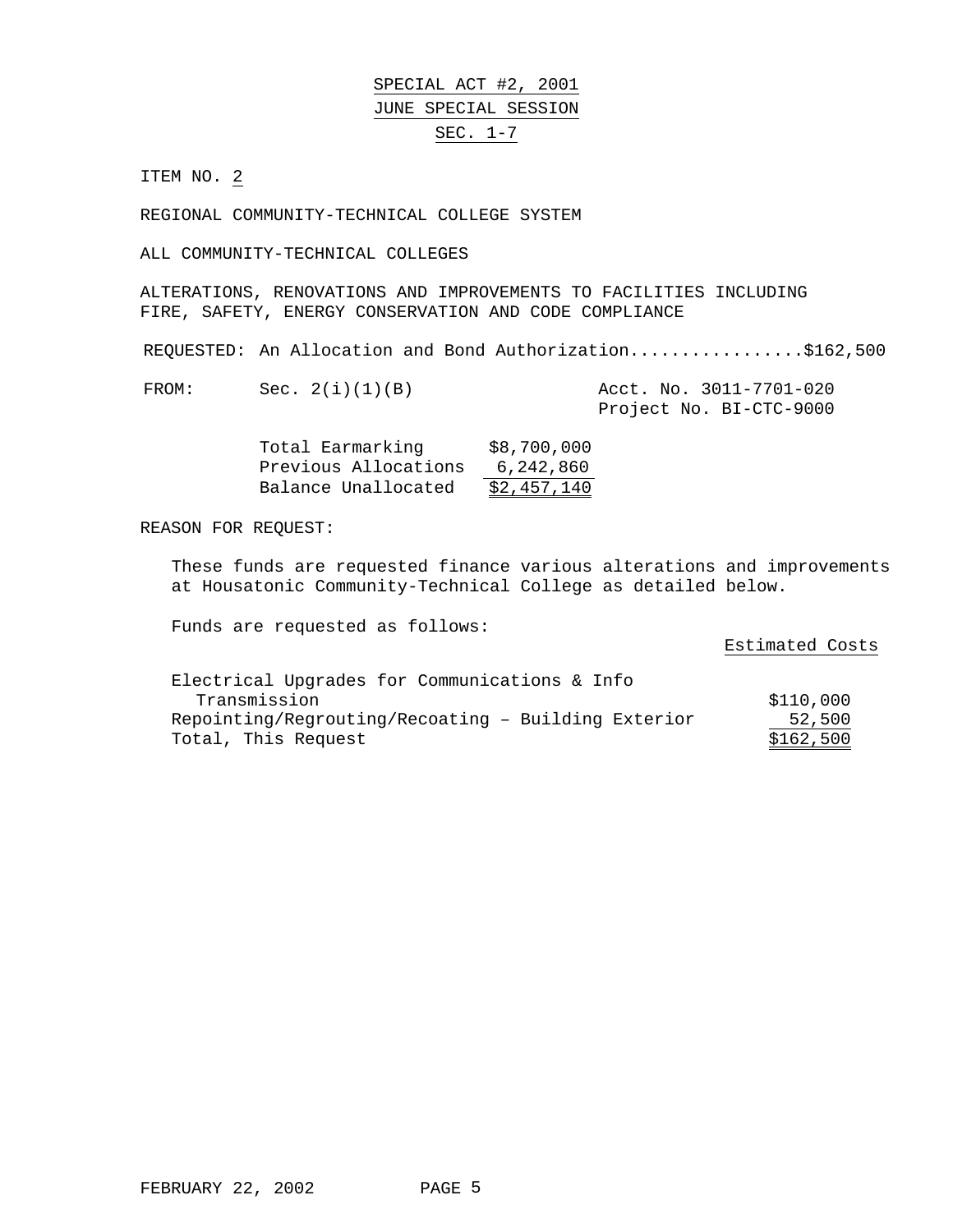SPECIAL ACT #2, 2001

JUNE SPECIAL SESSION

SEC. 1-7

ITEM NO. 2

REGIONAL COMMUNITY-TECHNICAL COLLEGE SYSTEM

ALL COMMUNITY-TECHNICAL COLLEGES

ALTERATIONS, RENOVATIONS AND IMPROVEMENTS TO FACILITIES INCLUDING FIRE, SAFETY, ENERGY CONSERVATION AND CODE COMPLIANCE

REQUESTED: An Allocation and Bond Authorization.................$162,500

FROM: Sec. 2(i)(1)(B) Acct. No. 3011-7701-020
Project No. BI-CTC-9000

| | |
|---|---|
| Total Earmarking | $8,700,000 |
| Previous Allocations | 6,242,860 |
| Balance Unallocated | $2,457,140 |

REASON FOR REQUEST:

These funds are requested finance various alterations and improvements at Housatonic Community-Technical College as detailed below.

Funds are requested as follows:

| | Estimated Costs |
|---|---|
| Electrical Upgrades for Communications & Info Transmission | $110,000 |
| Repointing/Regrouting/Recoating – Building Exterior | 52,500 |
| Total, This Request | $162,500 |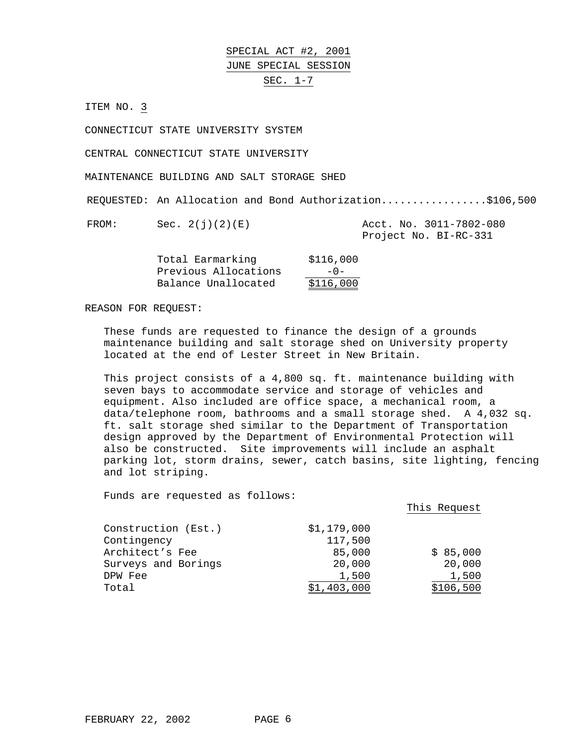SPECIAL ACT #2, 2001

JUNE SPECIAL SESSION

SEC. 1-7

ITEM NO. 3

CONNECTICUT STATE UNIVERSITY SYSTEM

CENTRAL CONNECTICUT STATE UNIVERSITY

MAINTENANCE BUILDING AND SALT STORAGE SHED

REQUESTED: An Allocation and Bond Authorization.................$106,500

FROM: Sec. 2(j)(2)(E)   Acct. No. 3011-7802-080
Project No. BI-RC-331

| | |
|---|---|
| Total Earmarking | $116,000 |
| Previous Allocations | -0- |
| Balance Unallocated | $116,000 |

REASON FOR REQUEST:

These funds are requested to finance the design of a grounds maintenance building and salt storage shed on University property located at the end of Lester Street in New Britain.

This project consists of a 4,800 sq. ft. maintenance building with seven bays to accommodate service and storage of vehicles and equipment. Also included are office space, a mechanical room, a data/telephone room, bathrooms and a small storage shed. A 4,032 sq. ft. salt storage shed similar to the Department of Transportation design approved by the Department of Environmental Protection will also be constructed. Site improvements will include an asphalt parking lot, storm drains, sewer, catch basins, site lighting, fencing and lot striping.

Funds are requested as follows:

| | | This Request |
|---|---|---|
| Construction (Est.) | $1,179,000 | |
| Contingency | 117,500 | |
| Architect's Fee | 85,000 | $ 85,000 |
| Surveys and Borings | 20,000 | 20,000 |
| DPW Fee | 1,500 | 1,500 |
| Total | $1,403,000 | $106,500 |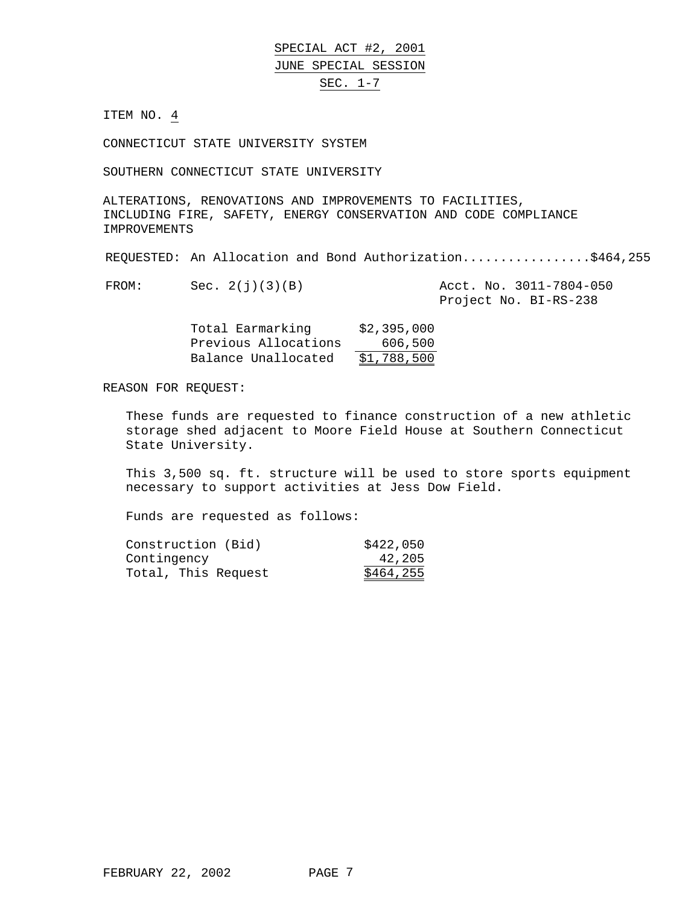SPECIAL ACT #2, 2001

JUNE SPECIAL SESSION

SEC. 1-7

ITEM NO. 4

CONNECTICUT STATE UNIVERSITY SYSTEM

SOUTHERN CONNECTICUT STATE UNIVERSITY

ALTERATIONS, RENOVATIONS AND IMPROVEMENTS TO FACILITIES, INCLUDING FIRE, SAFETY, ENERGY CONSERVATION AND CODE COMPLIANCE IMPROVEMENTS

REQUESTED: An Allocation and Bond Authorization.................$464,255

FROM: Sec. 2(j)(3)(B) — Acct. No. 3011-7804-050, Project No. BI-RS-238

| | |
|---|---|
| Total Earmarking | $2,395,000 |
| Previous Allocations | 606,500 |
| Balance Unallocated | $1,788,500 |

REASON FOR REQUEST:

These funds are requested to finance construction of a new athletic storage shed adjacent to Moore Field House at Southern Connecticut State University.

This 3,500 sq. ft. structure will be used to store sports equipment necessary to support activities at Jess Dow Field.

Funds are requested as follows:

| | |
|---|---|
| Construction (Bid) | $422,050 |
| Contingency | 42,205 |
| Total, This Request | $464,255 |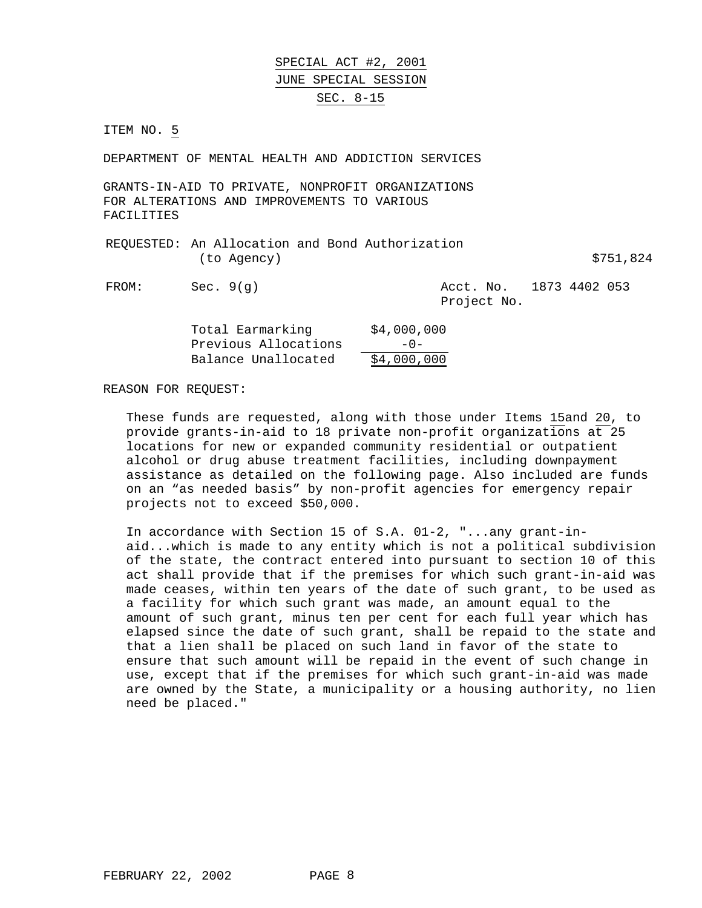SPECIAL ACT #2, 2001
JUNE SPECIAL SESSION
SEC. 8-15

ITEM NO. 5

DEPARTMENT OF MENTAL HEALTH AND ADDICTION SERVICES

GRANTS-IN-AID TO PRIVATE, NONPROFIT ORGANIZATIONS FOR ALTERATIONS AND IMPROVEMENTS TO VARIOUS FACILITIES

REQUESTED: An Allocation and Bond Authorization (to Agency) $751,824

FROM: Sec. 9(g) Acct. No. 1873 4402 053
Project No.

| | |
|---|---|
| Total Earmarking | $4,000,000 |
| Previous Allocations | -0- |
| Balance Unallocated | $4,000,000 |

REASON FOR REQUEST:

These funds are requested, along with those under Items 15and 20, to provide grants-in-aid to 18 private non-profit organizations at 25 locations for new or expanded community residential or outpatient alcohol or drug abuse treatment facilities, including downpayment assistance as detailed on the following page. Also included are funds on an "as needed basis" by non-profit agencies for emergency repair projects not to exceed $50,000.

In accordance with Section 15 of S.A. 01-2, "...any grant-in-aid...which is made to any entity which is not a political subdivision of the state, the contract entered into pursuant to section 10 of this act shall provide that if the premises for which such grant-in-aid was made ceases, within ten years of the date of such grant, to be used as a facility for which such grant was made, an amount equal to the amount of such grant, minus ten per cent for each full year which has elapsed since the date of such grant, shall be repaid to the state and that a lien shall be placed on such land in favor of the state to ensure that such amount will be repaid in the event of such change in use, except that if the premises for which such grant-in-aid was made are owned by the State, a municipality or a housing authority, no lien need be placed."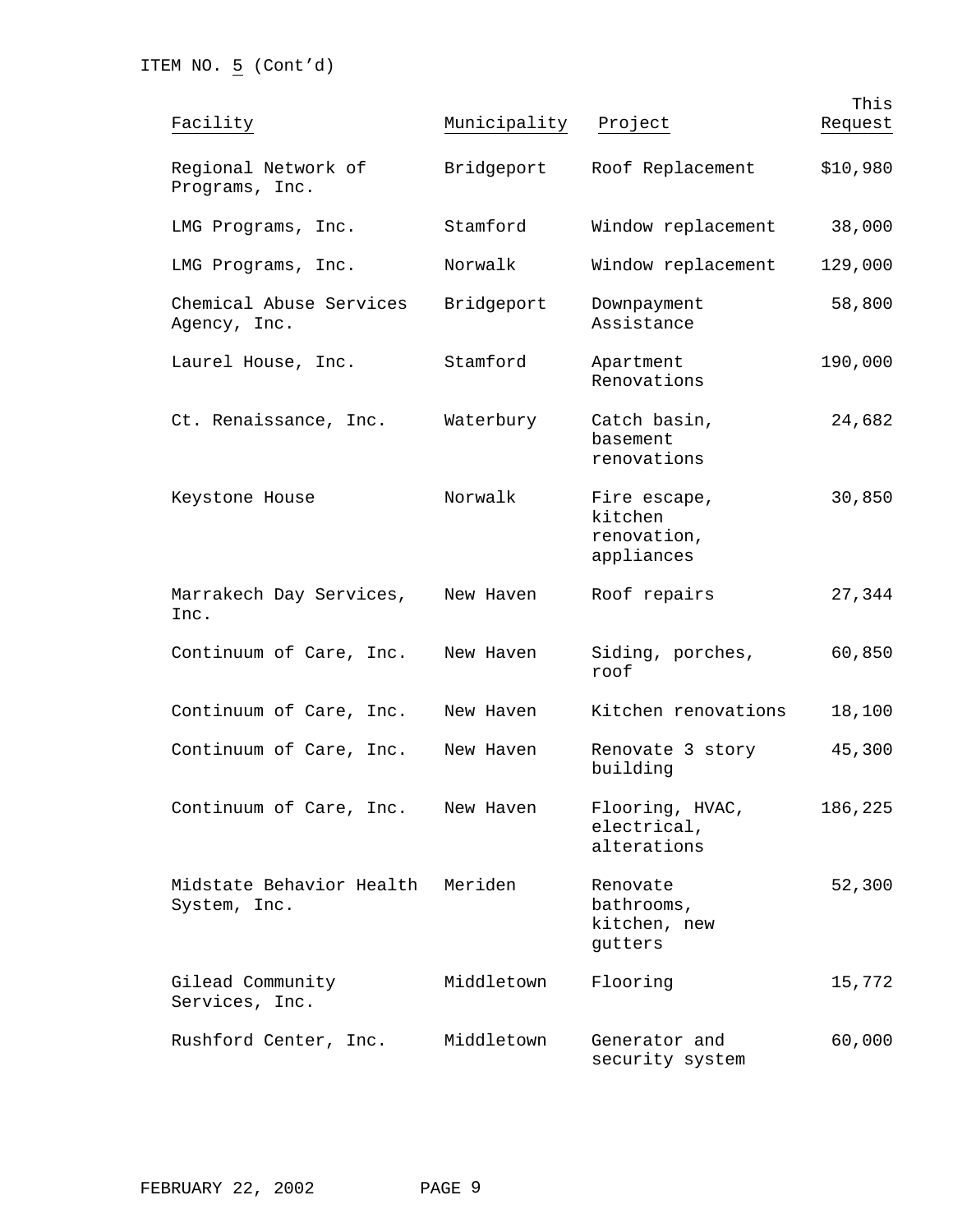ITEM NO. 5 (Cont'd)

| Facility | Municipality | Project | This Request |
|---|---|---|---|
| Regional Network of Programs, Inc. | Bridgeport | Roof Replacement | $10,980 |
| LMG Programs, Inc. | Stamford | Window replacement | 38,000 |
| LMG Programs, Inc. | Norwalk | Window replacement | 129,000 |
| Chemical Abuse Services Agency, Inc. | Bridgeport | Downpayment Assistance | 58,800 |
| Laurel House, Inc. | Stamford | Apartment Renovations | 190,000 |
| Ct. Renaissance, Inc. | Waterbury | Catch basin, basement renovations | 24,682 |
| Keystone House | Norwalk | Fire escape, kitchen renovation, appliances | 30,850 |
| Marrakech Day Services, Inc. | New Haven | Roof repairs | 27,344 |
| Continuum of Care, Inc. | New Haven | Siding, porches, roof | 60,850 |
| Continuum of Care, Inc. | New Haven | Kitchen renovations | 18,100 |
| Continuum of Care, Inc. | New Haven | Renovate 3 story building | 45,300 |
| Continuum of Care, Inc. | New Haven | Flooring, HVAC, electrical, alterations | 186,225 |
| Midstate Behavior Health System, Inc. | Meriden | Renovate bathrooms, kitchen, new gutters | 52,300 |
| Gilead Community Services, Inc. | Middletown | Flooring | 15,772 |
| Rushford Center, Inc. | Middletown | Generator and security system | 60,000 |

FEBRUARY 22, 2002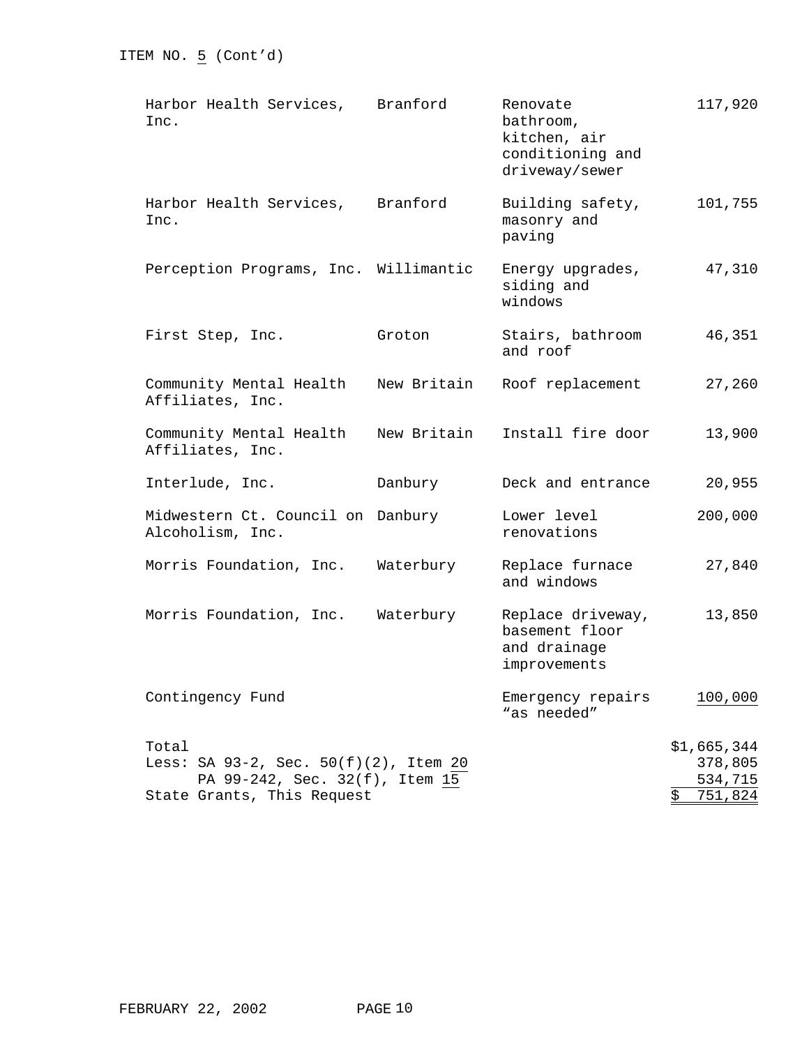ITEM NO. 5 (Cont'd)

| | | | |
|---|---|---|---|
| Harbor Health Services, Inc. | Branford | Renovate bathroom, kitchen, air conditioning and driveway/sewer | 117,920 |
| Harbor Health Services, Inc. | Branford | Building safety, masonry and paving | 101,755 |
| Perception Programs, Inc. | Willimantic | Energy upgrades, siding and windows | 47,310 |
| First Step, Inc. | Groton | Stairs, bathroom and roof | 46,351 |
| Community Mental Health Affiliates, Inc. | New Britain | Roof replacement | 27,260 |
| Community Mental Health Affiliates, Inc. | New Britain | Install fire door | 13,900 |
| Interlude, Inc. | Danbury | Deck and entrance | 20,955 |
| Midwestern Ct. Council on Alcoholism, Inc. | Danbury | Lower level renovations | 200,000 |
| Morris Foundation, Inc. | Waterbury | Replace furnace and windows | 27,840 |
| Morris Foundation, Inc. | Waterbury | Replace driveway, basement floor and drainage improvements | 13,850 |
| Contingency Fund | | Emergency repairs "as needed" | 100,000 |
| Total | | | $1,665,344 |
| Less: SA 93-2, Sec. 50(f)(2), Item 20 | | | 378,805 |
| PA 99-242, Sec. 32(f), Item 15 | | | 534,715 |
| State Grants, This Request | | | $ 751,824 |

FEBRUARY 22, 2002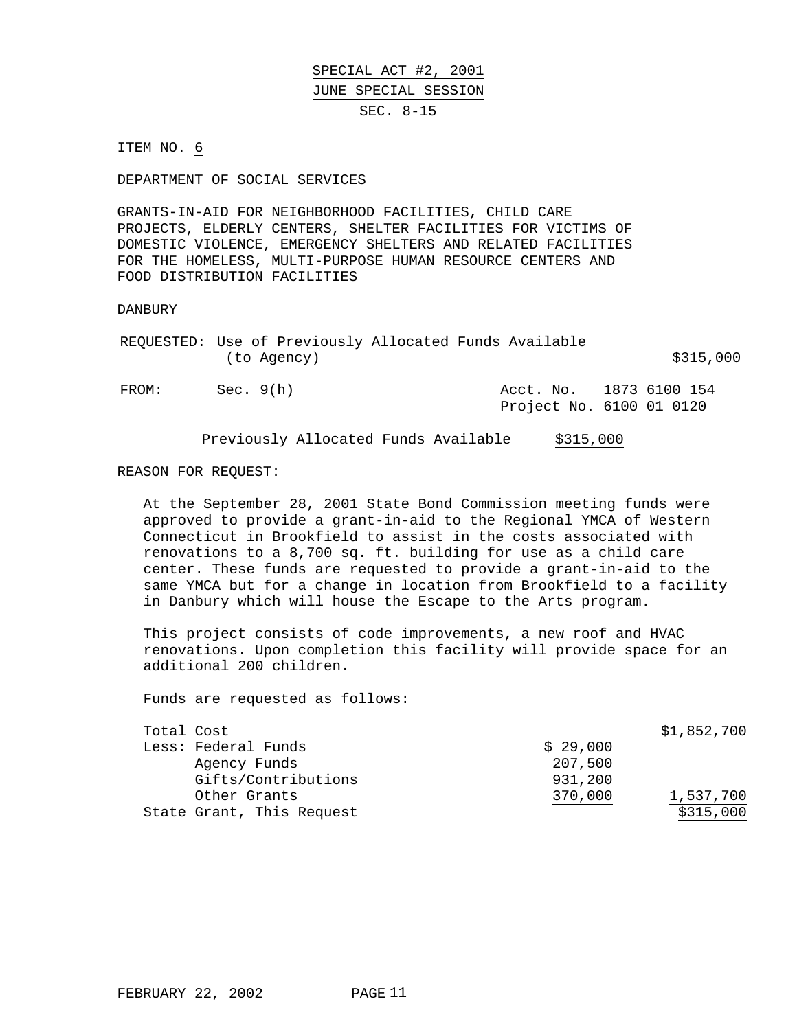# SPECIAL ACT #2, 2001
## JUNE SPECIAL SESSION
## SEC. 8-15

ITEM NO. 6

DEPARTMENT OF SOCIAL SERVICES

GRANTS-IN-AID FOR NEIGHBORHOOD FACILITIES, CHILD CARE PROJECTS, ELDERLY CENTERS, SHELTER FACILITIES FOR VICTIMS OF DOMESTIC VIOLENCE, EMERGENCY SHELTERS AND RELATED FACILITIES FOR THE HOMELESS, MULTI-PURPOSE HUMAN RESOURCE CENTERS AND FOOD DISTRIBUTION FACILITIES

DANBURY

REQUESTED: Use of Previously Allocated Funds Available (to Agency) — $315,000

FROM: Sec. 9(h) — Acct. No. 1873 6100 154, Project No. 6100 01 0120

Previously Allocated Funds Available — $315,000

REASON FOR REQUEST:

At the September 28, 2001 State Bond Commission meeting funds were approved to provide a grant-in-aid to the Regional YMCA of Western Connecticut in Brookfield to assist in the costs associated with renovations to a 8,700 sq. ft. building for use as a child care center. These funds are requested to provide a grant-in-aid to the same YMCA but for a change in location from Brookfield to a facility in Danbury which will house the Escape to the Arts program.

This project consists of code improvements, a new roof and HVAC renovations. Upon completion this facility will provide space for an additional 200 children.

Funds are requested as follows:

| | | |
|---|---|---|
| Total Cost | | $1,852,700 |
| Less: Federal Funds | $ 29,000 | |
| Agency Funds | 207,500 | |
| Gifts/Contributions | 931,200 | |
| Other Grants | 370,000 | 1,537,700 |
| State Grant, This Request | | $315,000 |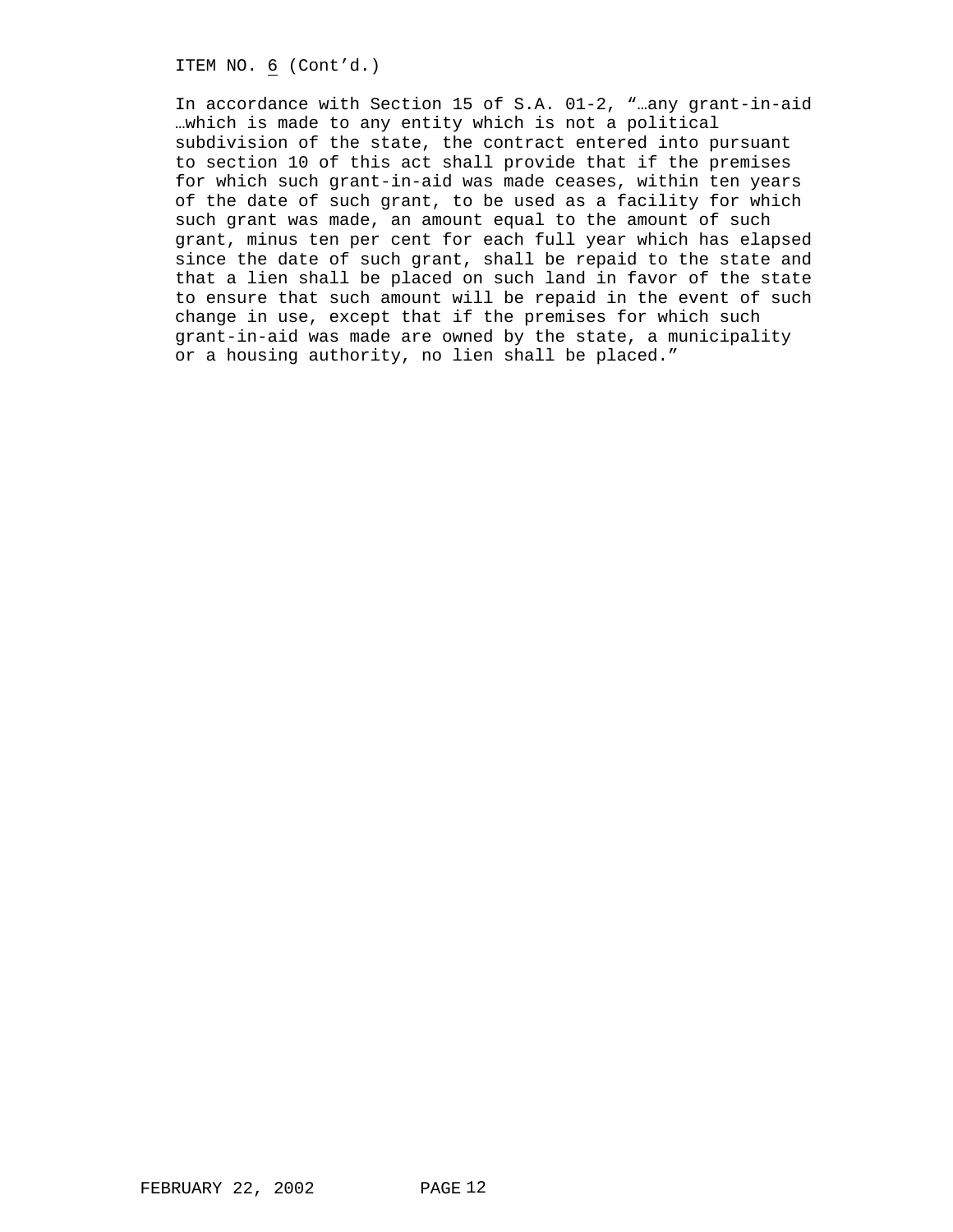ITEM NO. 6 (Cont'd.)

In accordance with Section 15 of S.A. 01-2, "…any grant-in-aid …which is made to any entity which is not a political subdivision of the state, the contract entered into pursuant to section 10 of this act shall provide that if the premises for which such grant-in-aid was made ceases, within ten years of the date of such grant, to be used as a facility for which such grant was made, an amount equal to the amount of such grant, minus ten per cent for each full year which has elapsed since the date of such grant, shall be repaid to the state and that a lien shall be placed on such land in favor of the state to ensure that such amount will be repaid in the event of such change in use, except that if the premises for which such grant-in-aid was made are owned by the state, a municipality or a housing authority, no lien shall be placed."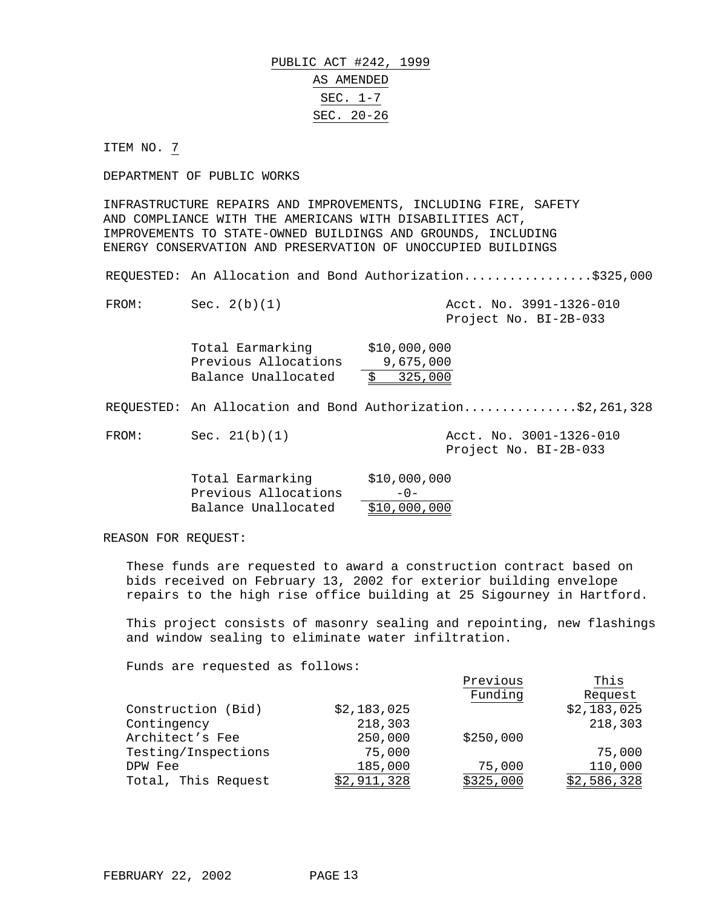PUBLIC ACT #242, 1999

AS AMENDED

SEC. 1-7

SEC. 20-26

ITEM NO. 7

DEPARTMENT OF PUBLIC WORKS

INFRASTRUCTURE REPAIRS AND IMPROVEMENTS, INCLUDING FIRE, SAFETY AND COMPLIANCE WITH THE AMERICANS WITH DISABILITIES ACT, IMPROVEMENTS TO STATE-OWNED BUILDINGS AND GROUNDS, INCLUDING ENERGY CONSERVATION AND PRESERVATION OF UNOCCUPIED BUILDINGS

REQUESTED: An Allocation and Bond Authorization.................$325,000

FROM: Sec. 2(b)(1) — Acct. No. 3991-1326-010, Project No. BI-2B-033

| | |
|---|---|
| Total Earmarking | $10,000,000 |
| Previous Allocations | 9,675,000 |
| Balance Unallocated | $ 325,000 |

REQUESTED: An Allocation and Bond Authorization...............$2,261,328

FROM: Sec. 21(b)(1) — Acct. No. 3001-1326-010, Project No. BI-2B-033

| | |
|---|---|
| Total Earmarking | $10,000,000 |
| Previous Allocations | -0- |
| Balance Unallocated | $10,000,000 |

REASON FOR REQUEST:

These funds are requested to award a construction contract based on bids received on February 13, 2002 for exterior building envelope repairs to the high rise office building at 25 Sigourney in Hartford.

This project consists of masonry sealing and repointing, new flashings and window sealing to eliminate water infiltration.

Funds are requested as follows:

| | | Previous Funding | This Request |
|---|---|---|---|
| Construction (Bid) | $2,183,025 | | $2,183,025 |
| Contingency | 218,303 | | 218,303 |
| Architect's Fee | 250,000 | $250,000 | |
| Testing/Inspections | 75,000 | | 75,000 |
| DPW Fee | 185,000 | 75,000 | 110,000 |
| Total, This Request | $2,911,328 | $325,000 | $2,586,328 |

FEBRUARY 22, 2002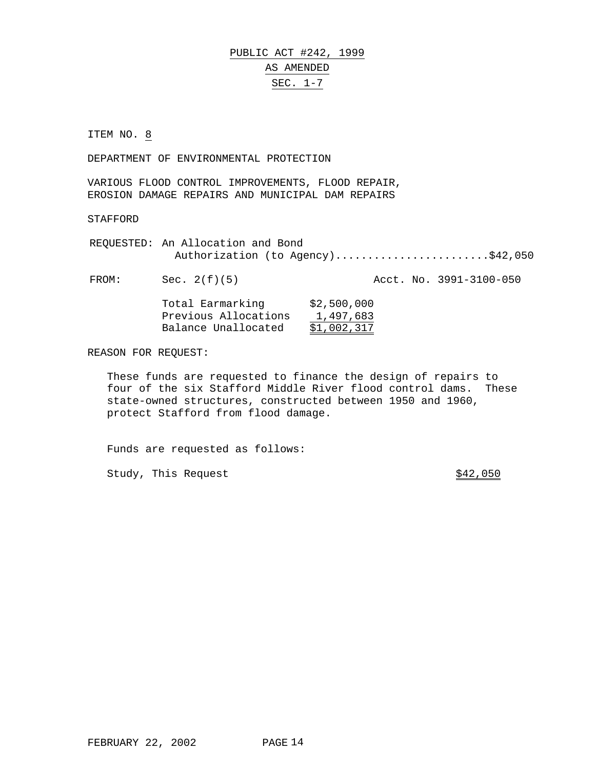# PUBLIC ACT #242, 1999
## AS AMENDED
## SEC. 1-7

ITEM NO. 8

DEPARTMENT OF ENVIRONMENTAL PROTECTION

VARIOUS FLOOD CONTROL IMPROVEMENTS, FLOOD REPAIR, EROSION DAMAGE REPAIRS AND MUNICIPAL DAM REPAIRS

STAFFORD

REQUESTED: An Allocation and Bond Authorization (to Agency)........................$42,050

FROM: Sec. 2(f)(5) Acct. No. 3991-3100-050

| | |
|---|---|
| Total Earmarking | $2,500,000 |
| Previous Allocations | 1,497,683 |
| Balance Unallocated | $1,002,317 |

REASON FOR REQUEST:

These funds are requested to finance the design of repairs to four of the six Stafford Middle River flood control dams. These state-owned structures, constructed between 1950 and 1960, protect Stafford from flood damage.

Funds are requested as follows:

| | |
|---|---|
| Study, This Request | $42,050 |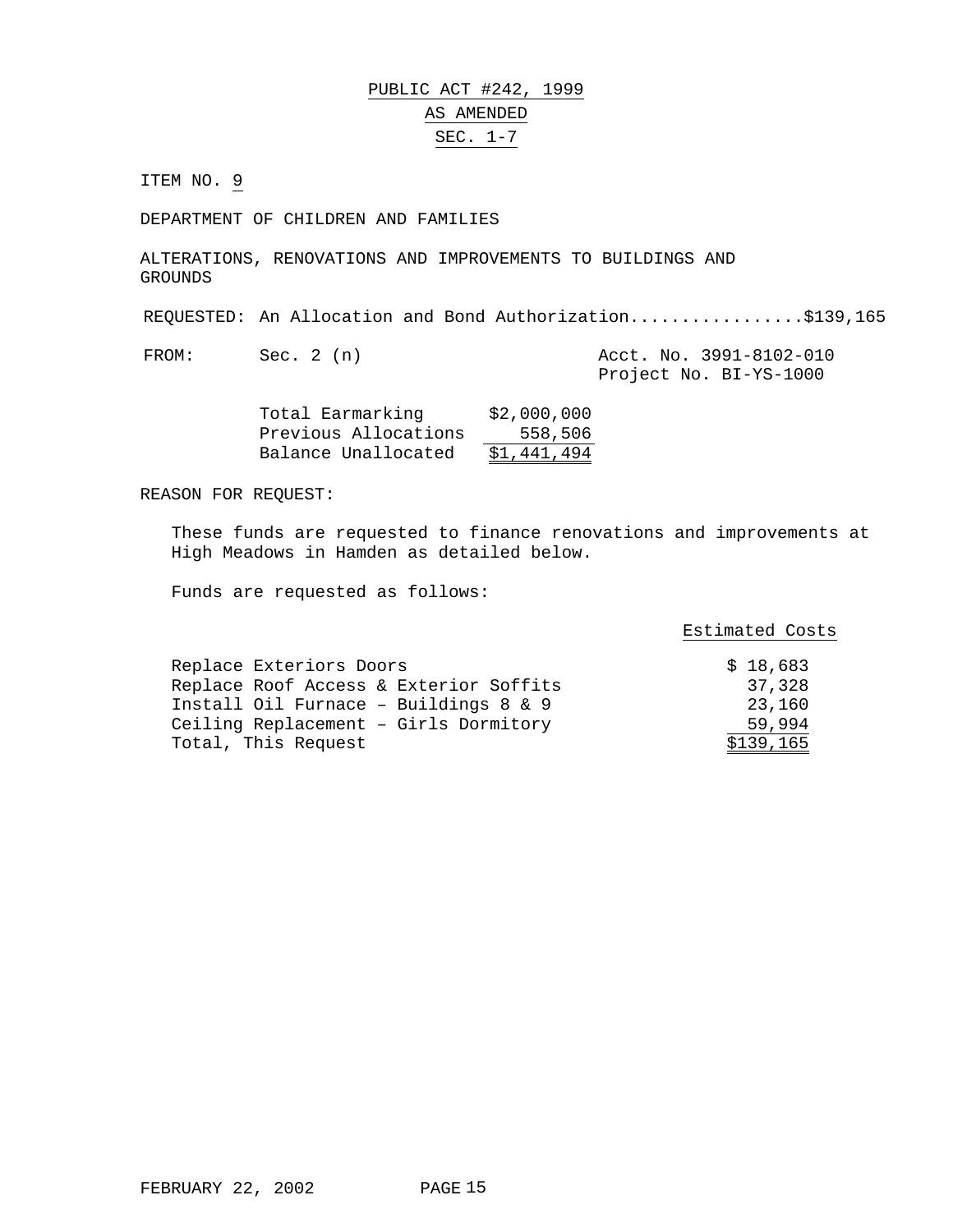PUBLIC ACT #242, 1999

AS AMENDED

SEC. 1-7

ITEM NO. 9

DEPARTMENT OF CHILDREN AND FAMILIES

ALTERATIONS, RENOVATIONS AND IMPROVEMENTS TO BUILDINGS AND GROUNDS

REQUESTED: An Allocation and Bond Authorization.................$139,165

FROM: Sec. 2 (n) — Acct. No. 3991-8102-010, Project No. BI-YS-1000

| | |
|---|---|
| Total Earmarking | $2,000,000 |
| Previous Allocations | 558,506 |
| Balance Unallocated | $1,441,494 |

REASON FOR REQUEST:

These funds are requested to finance renovations and improvements at High Meadows in Hamden as detailed below.

Funds are requested as follows:

| | Estimated Costs |
|---|---|
| Replace Exteriors Doors | $ 18,683 |
| Replace Roof Access & Exterior Soffits | 37,328 |
| Install Oil Furnace – Buildings 8 & 9 | 23,160 |
| Ceiling Replacement – Girls Dormitory | 59,994 |
| Total, This Request | $139,165 |

FEBRUARY 22, 2002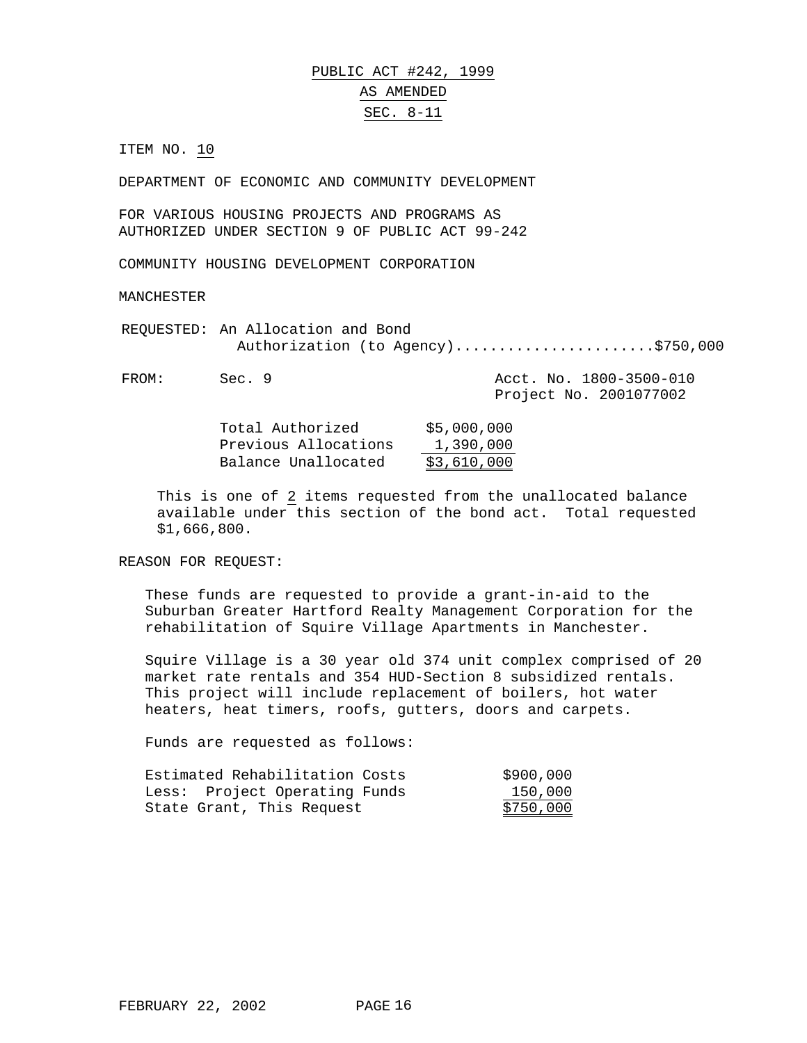# PUBLIC ACT #242, 1999

## AS AMENDED

## SEC. 8-11

ITEM NO. 10

DEPARTMENT OF ECONOMIC AND COMMUNITY DEVELOPMENT

FOR VARIOUS HOUSING PROJECTS AND PROGRAMS AS AUTHORIZED UNDER SECTION 9 OF PUBLIC ACT 99-242

COMMUNITY HOUSING DEVELOPMENT CORPORATION

MANCHESTER

REQUESTED: An Allocation and Bond Authorization (to Agency).......................$750,000

FROM: Sec. 9 — Acct. No. 1800-3500-010, Project No. 2001077002

| | |
|---|---|
| Total Authorized | $5,000,000 |
| Previous Allocations | 1,390,000 |
| Balance Unallocated | $3,610,000 |

This is one of 2 items requested from the unallocated balance available under this section of the bond act. Total requested $1,666,800.

REASON FOR REQUEST:

These funds are requested to provide a grant-in-aid to the Suburban Greater Hartford Realty Management Corporation for the rehabilitation of Squire Village Apartments in Manchester.

Squire Village is a 30 year old 374 unit complex comprised of 20 market rate rentals and 354 HUD-Section 8 subsidized rentals. This project will include replacement of boilers, hot water heaters, heat timers, roofs, gutters, doors and carpets.

Funds are requested as follows:

| | |
|---|---|
| Estimated Rehabilitation Costs | $900,000 |
| Less: Project Operating Funds | 150,000 |
| State Grant, This Request | $750,000 |

FEBRUARY 22, 2002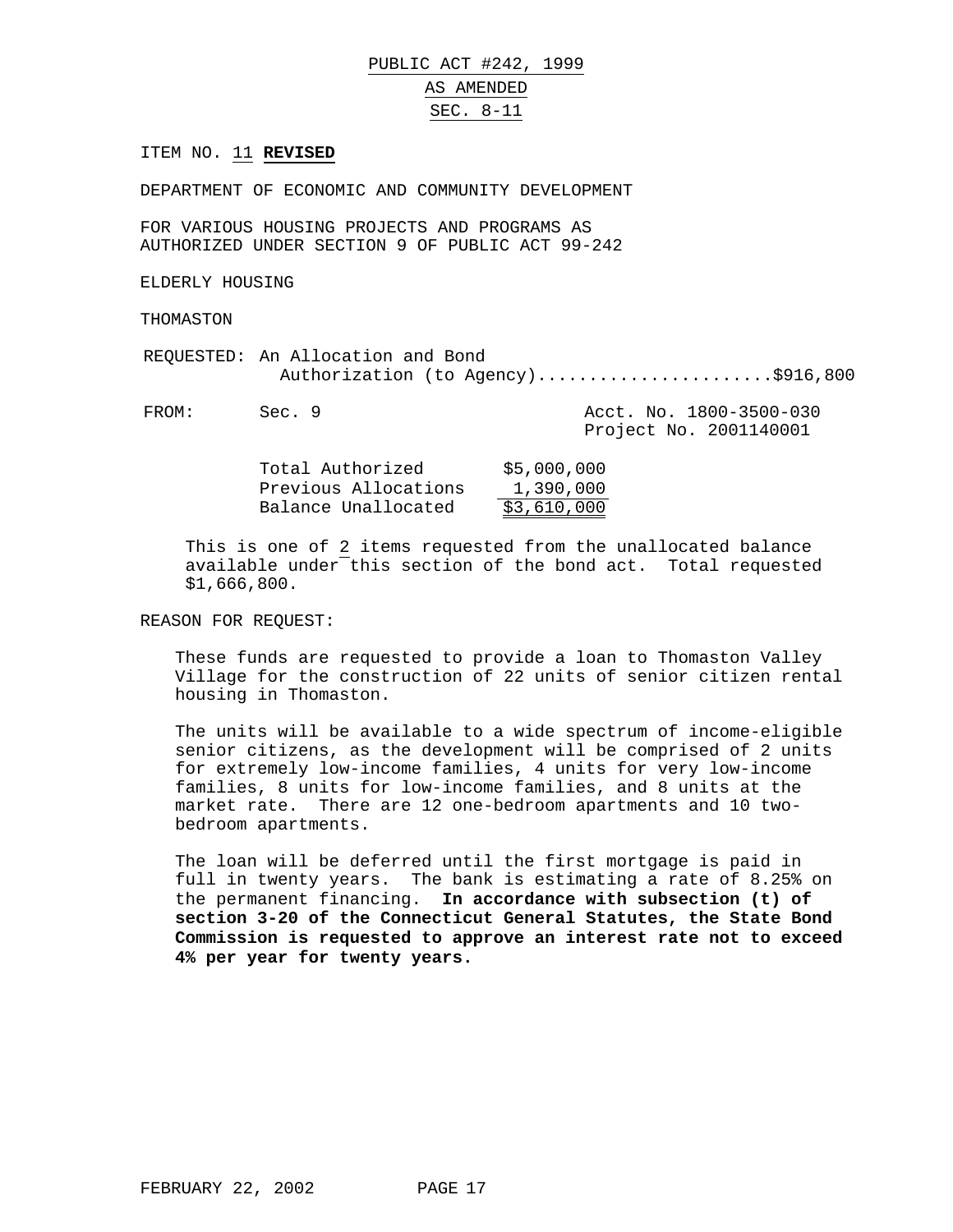PUBLIC ACT #242, 1999

AS AMENDED

SEC. 8-11

ITEM NO. 11 **REVISED**

DEPARTMENT OF ECONOMIC AND COMMUNITY DEVELOPMENT

FOR VARIOUS HOUSING PROJECTS AND PROGRAMS AS AUTHORIZED UNDER SECTION 9 OF PUBLIC ACT 99-242

ELDERLY HOUSING

THOMASTON

REQUESTED: An Allocation and Bond Authorization (to Agency)......................$916,800

FROM: Sec. 9 — Acct. No. 1800-3500-030, Project No. 2001140001

| | |
|---|---|
| Total Authorized | $5,000,000 |
| Previous Allocations | 1,390,000 |
| Balance Unallocated | $3,610,000 |

This is one of 2 items requested from the unallocated balance available under this section of the bond act. Total requested $1,666,800.

REASON FOR REQUEST:

These funds are requested to provide a loan to Thomaston Valley Village for the construction of 22 units of senior citizen rental housing in Thomaston.

The units will be available to a wide spectrum of income-eligible senior citizens, as the development will be comprised of 2 units for extremely low-income families, 4 units for very low-income families, 8 units for low-income families, and 8 units at the market rate. There are 12 one-bedroom apartments and 10 two-bedroom apartments.

The loan will be deferred until the first mortgage is paid in full in twenty years. The bank is estimating a rate of 8.25% on the permanent financing. **In accordance with subsection (t) of section 3-20 of the Connecticut General Statutes, the State Bond Commission is requested to approve an interest rate not to exceed 4% per year for twenty years.**

FEBRUARY 22, 2002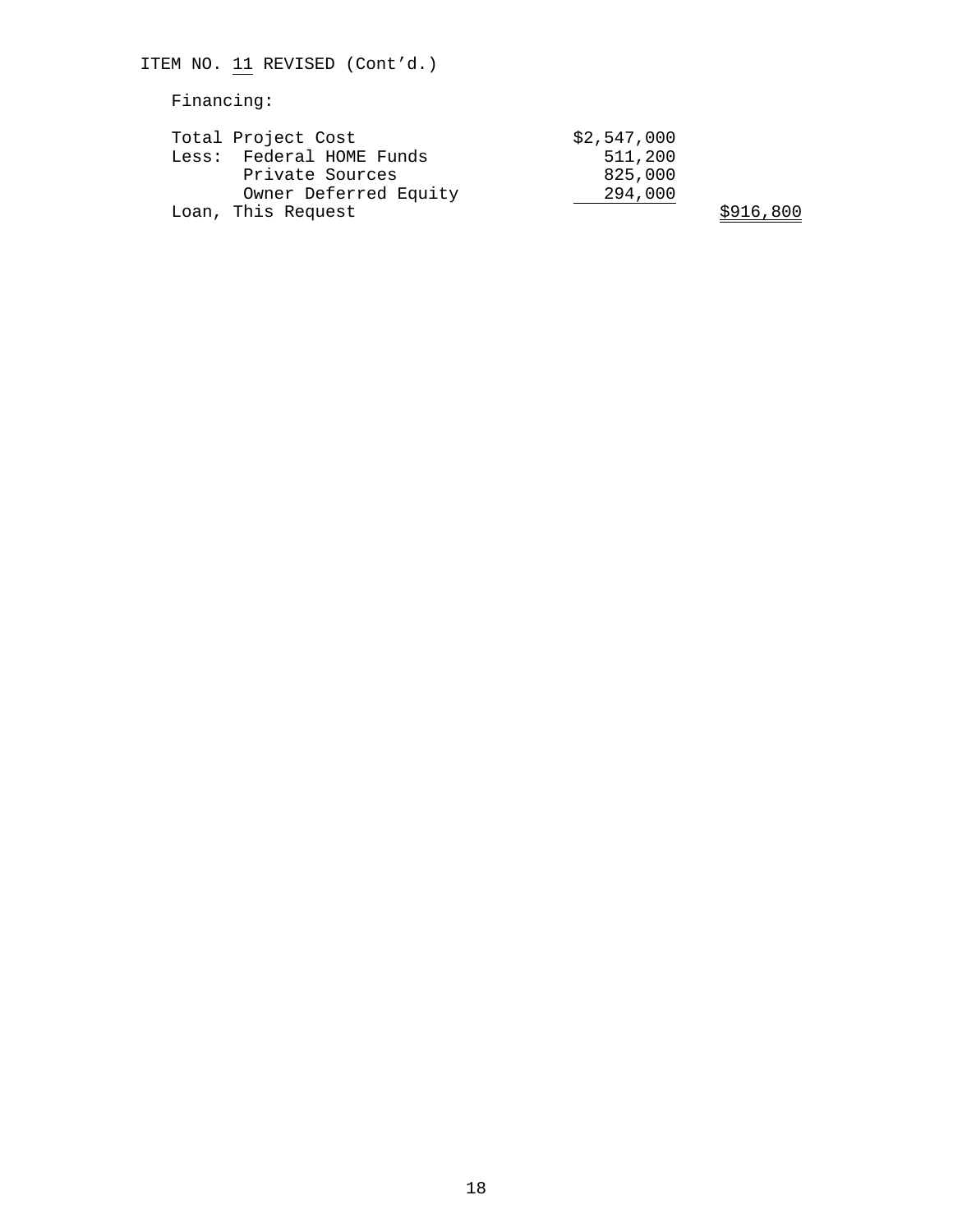ITEM NO. 11 REVISED (Cont'd.)

Financing:

| | | |
|---|---|---|
| Total Project Cost | $2,547,000 | |
| Less: Federal HOME Funds | 511,200 | |
| Private Sources | 825,000 | |
| Owner Deferred Equity | 294,000 | |
| Loan, This Request | | $916,800 |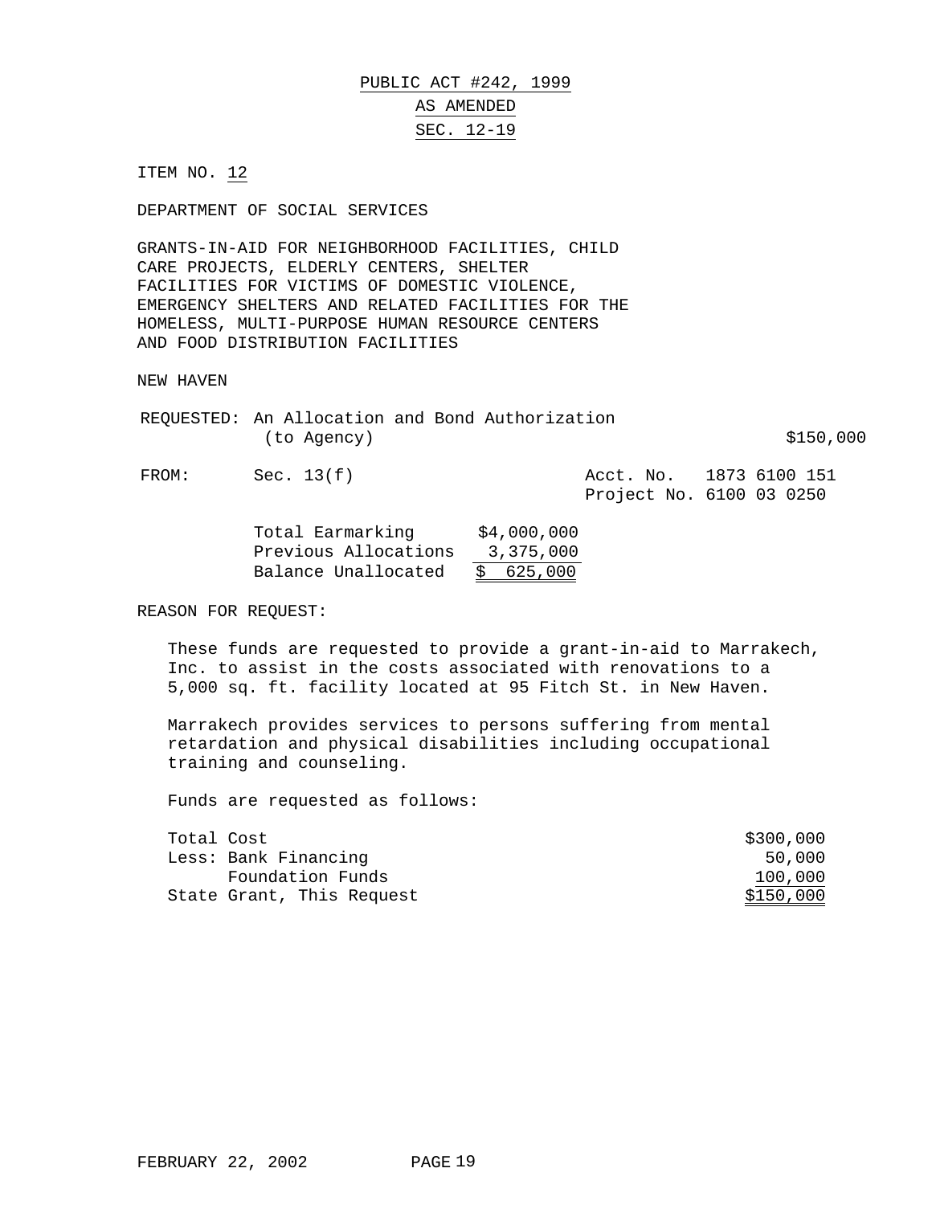# PUBLIC ACT #242, 1999
## AS AMENDED
## SEC. 12-19

ITEM NO. 12

DEPARTMENT OF SOCIAL SERVICES

GRANTS-IN-AID FOR NEIGHBORHOOD FACILITIES, CHILD CARE PROJECTS, ELDERLY CENTERS, SHELTER FACILITIES FOR VICTIMS OF DOMESTIC VIOLENCE, EMERGENCY SHELTERS AND RELATED FACILITIES FOR THE HOMELESS, MULTI-PURPOSE HUMAN RESOURCE CENTERS AND FOOD DISTRIBUTION FACILITIES

NEW HAVEN

REQUESTED: An Allocation and Bond Authorization (to Agency) $150,000

FROM: Sec. 13(f) Acct. No. 1873 6100 151
Project No. 6100 03 0250

| | |
|---|---|
| Total Earmarking | $4,000,000 |
| Previous Allocations | 3,375,000 |
| Balance Unallocated | $ 625,000 |

REASON FOR REQUEST:

These funds are requested to provide a grant-in-aid to Marrakech, Inc. to assist in the costs associated with renovations to a 5,000 sq. ft. facility located at 95 Fitch St. in New Haven.

Marrakech provides services to persons suffering from mental retardation and physical disabilities including occupational training and counseling.

Funds are requested as follows:

| | |
|---|---|
| Total Cost | $300,000 |
| Less: Bank Financing | 50,000 |
| Foundation Funds | 100,000 |
| State Grant, This Request | $150,000 |

FEBRUARY 22, 2002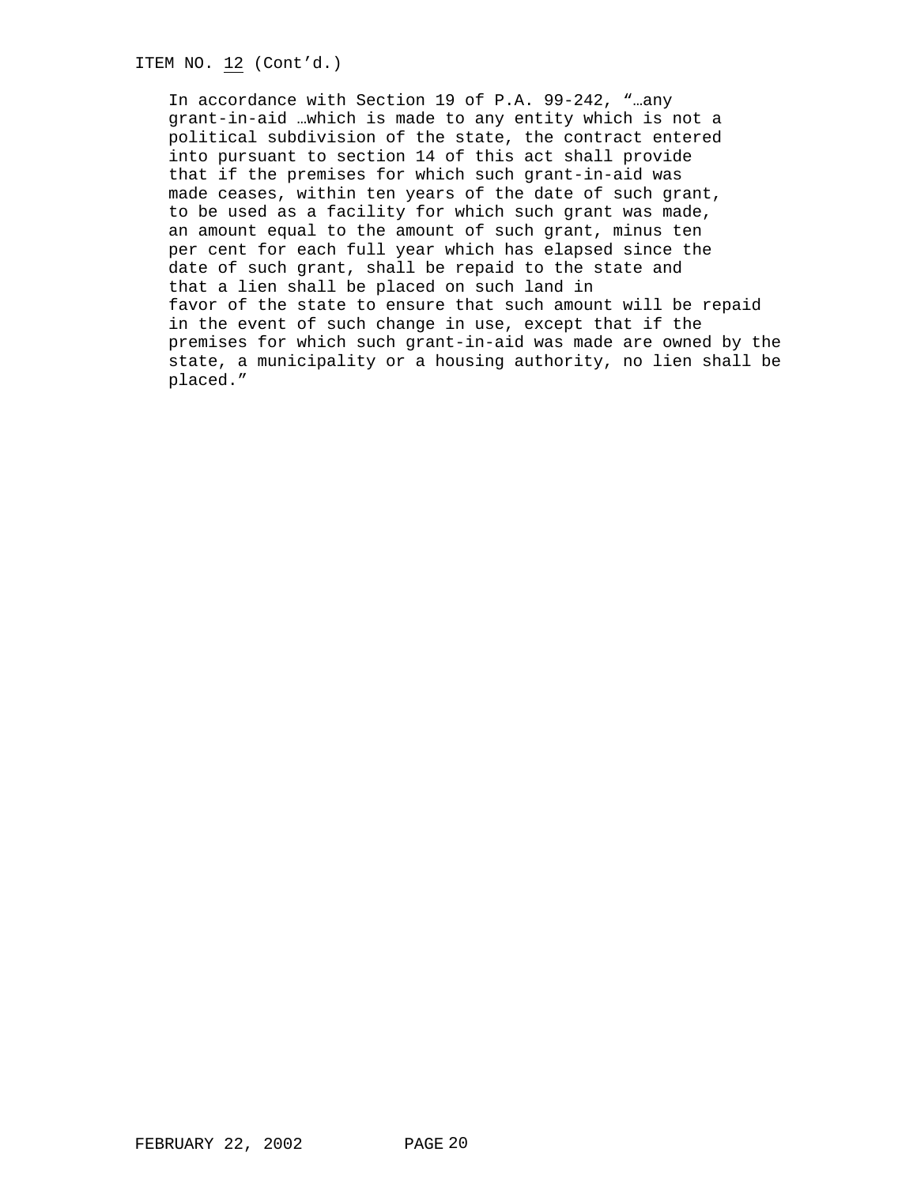ITEM NO. 12 (Cont'd.)

In accordance with Section 19 of P.A. 99-242, "…any grant-in-aid …which is made to any entity which is not a political subdivision of the state, the contract entered into pursuant to section 14 of this act shall provide that if the premises for which such grant-in-aid was made ceases, within ten years of the date of such grant, to be used as a facility for which such grant was made, an amount equal to the amount of such grant, minus ten per cent for each full year which has elapsed since the date of such grant, shall be repaid to the state and that a lien shall be placed on such land in favor of the state to ensure that such amount will be repaid in the event of such change in use, except that if the premises for which such grant-in-aid was made are owned by the state, a municipality or a housing authority, no lien shall be placed."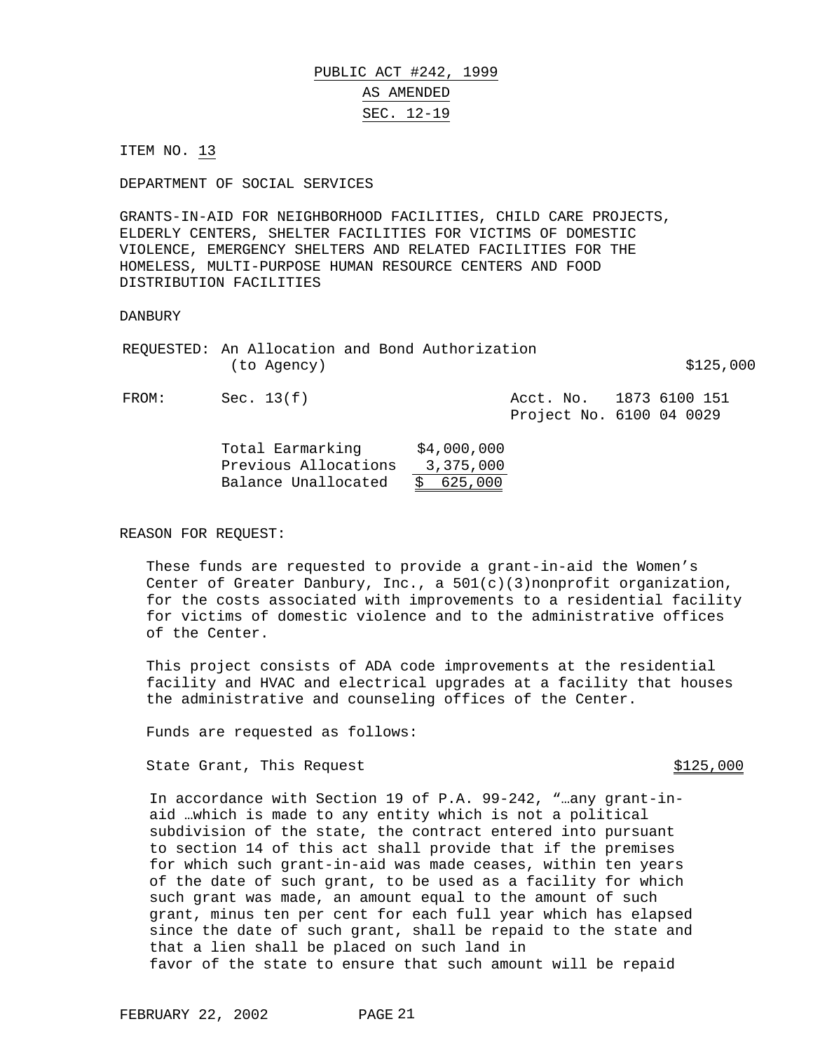PUBLIC ACT #242, 1999

AS AMENDED

SEC. 12-19

ITEM NO. 13

DEPARTMENT OF SOCIAL SERVICES

GRANTS-IN-AID FOR NEIGHBORHOOD FACILITIES, CHILD CARE PROJECTS, ELDERLY CENTERS, SHELTER FACILITIES FOR VICTIMS OF DOMESTIC VIOLENCE, EMERGENCY SHELTERS AND RELATED FACILITIES FOR THE HOMELESS, MULTI-PURPOSE HUMAN RESOURCE CENTERS AND FOOD DISTRIBUTION FACILITIES

DANBURY

REQUESTED: An Allocation and Bond Authorization (to Agency) $125,000

FROM: Sec. 13(f) Acct. No. 1873 6100 151
Project No. 6100 04 0029

| | |
|---|---|
| Total Earmarking | $4,000,000 |
| Previous Allocations | 3,375,000 |
| Balance Unallocated | $ 625,000 |

REASON FOR REQUEST:

These funds are requested to provide a grant-in-aid the Women's Center of Greater Danbury, Inc., a 501(c)(3)nonprofit organization, for the costs associated with improvements to a residential facility for victims of domestic violence and to the administrative offices of the Center.

This project consists of ADA code improvements at the residential facility and HVAC and electrical upgrades at a facility that houses the administrative and counseling offices of the Center.

Funds are requested as follows:

State Grant, This Request $125,000

In accordance with Section 19 of P.A. 99-242, "…any grant-in-aid …which is made to any entity which is not a political subdivision of the state, the contract entered into pursuant to section 14 of this act shall provide that if the premises for which such grant-in-aid was made ceases, within ten years of the date of such grant, to be used as a facility for which such grant was made, an amount equal to the amount of such grant, minus ten per cent for each full year which has elapsed since the date of such grant, shall be repaid to the state and that a lien shall be placed on such land in favor of the state to ensure that such amount will be repaid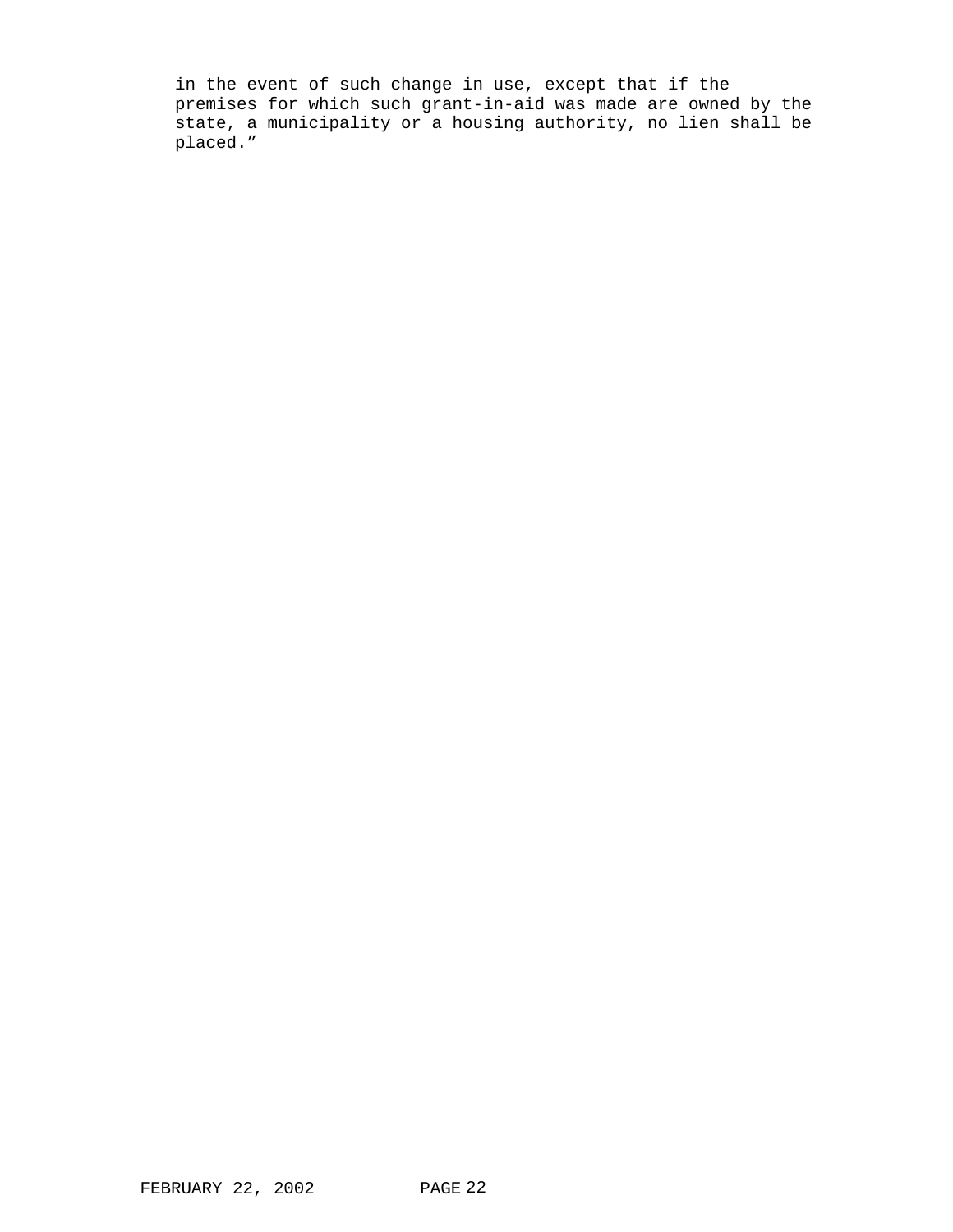in the event of such change in use, except that if the premises for which such grant-in-aid was made are owned by the state, a municipality or a housing authority, no lien shall be placed.”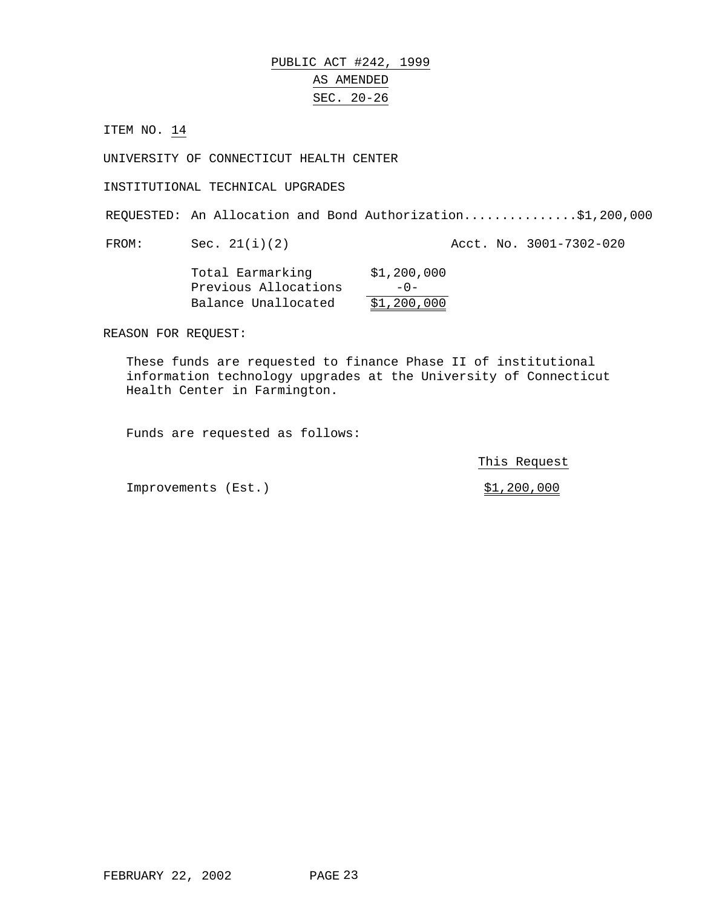# PUBLIC ACT #242, 1999
## AS AMENDED
## SEC. 20-26

ITEM NO. 14

UNIVERSITY OF CONNECTICUT HEALTH CENTER

INSTITUTIONAL TECHNICAL UPGRADES

REQUESTED: An Allocation and Bond Authorization...............$1,200,000

FROM: Sec. 21(i)(2) Acct. No. 3001-7302-020

| | |
|---|---|
| Total Earmarking | $1,200,000 |
| Previous Allocations | -0- |
| Balance Unallocated | $1,200,000 |

REASON FOR REQUEST:

These funds are requested to finance Phase II of institutional information technology upgrades at the University of Connecticut Health Center in Farmington.

Funds are requested as follows:

| | This Request |
|---|---|
| Improvements (Est.) | $1,200,000 |

FEBRUARY 22, 2002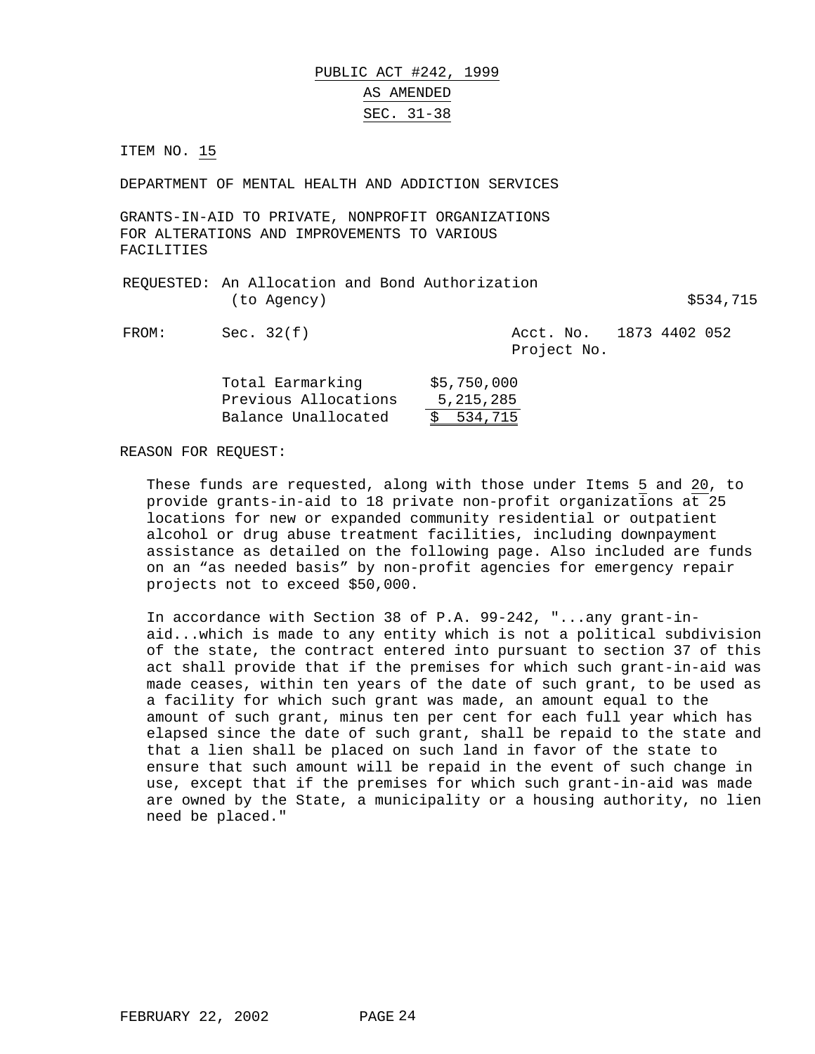PUBLIC ACT #242, 1999

AS AMENDED

SEC. 31-38

ITEM NO. 15

DEPARTMENT OF MENTAL HEALTH AND ADDICTION SERVICES

GRANTS-IN-AID TO PRIVATE, NONPROFIT ORGANIZATIONS FOR ALTERATIONS AND IMPROVEMENTS TO VARIOUS FACILITIES

REQUESTED: An Allocation and Bond Authorization (to Agency) $534,715

FROM: Sec. 32(f) Acct. No. 1873 4402 052
Project No.

| | |
|---|---|
| Total Earmarking | $5,750,000 |
| Previous Allocations | 5,215,285 |
| Balance Unallocated | $ 534,715 |

REASON FOR REQUEST:

These funds are requested, along with those under Items 5 and 20, to provide grants-in-aid to 18 private non-profit organizations at 25 locations for new or expanded community residential or outpatient alcohol or drug abuse treatment facilities, including downpayment assistance as detailed on the following page. Also included are funds on an "as needed basis" by non-profit agencies for emergency repair projects not to exceed $50,000.

In accordance with Section 38 of P.A. 99-242, "...any grant-in-aid...which is made to any entity which is not a political subdivision of the state, the contract entered into pursuant to section 37 of this act shall provide that if the premises for which such grant-in-aid was made ceases, within ten years of the date of such grant, to be used as a facility for which such grant was made, an amount equal to the amount of such grant, minus ten per cent for each full year which has elapsed since the date of such grant, shall be repaid to the state and that a lien shall be placed on such land in favor of the state to ensure that such amount will be repaid in the event of such change in use, except that if the premises for which such grant-in-aid was made are owned by the State, a municipality or a housing authority, no lien need be placed."

FEBRUARY 22, 2002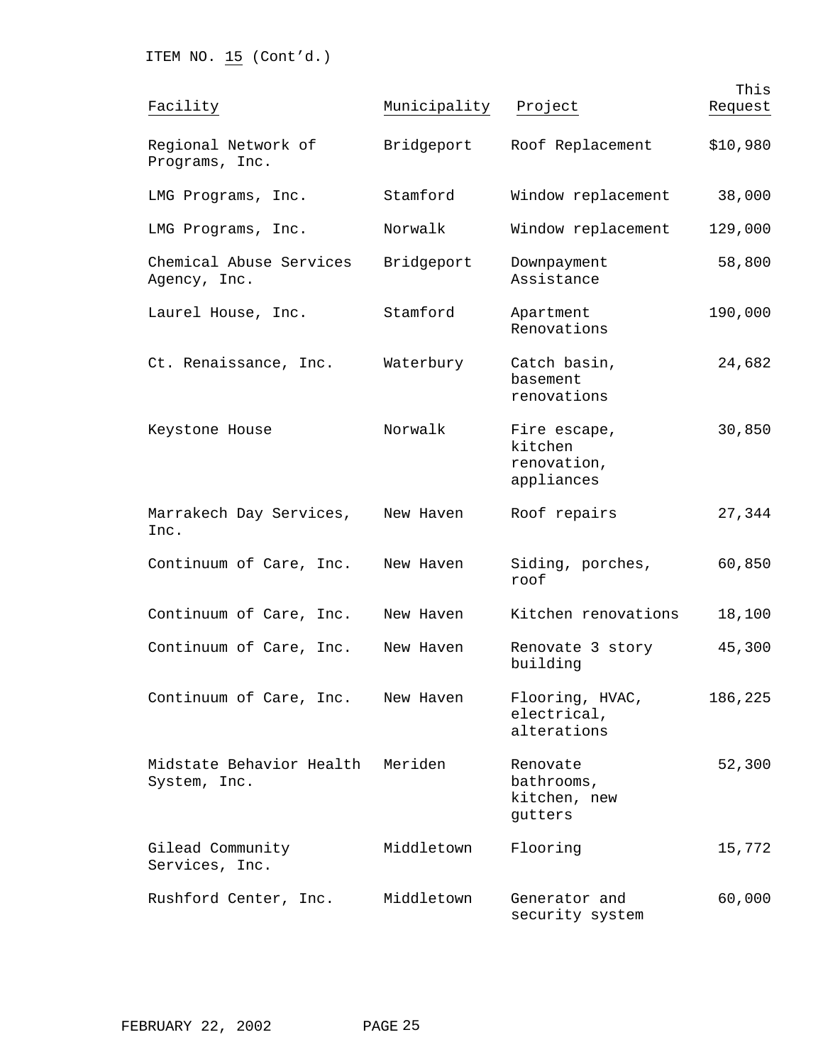ITEM NO. 15 (Cont'd.)

| Facility | Municipality | Project | This Request |
|---|---|---|---|
| Regional Network of Programs, Inc. | Bridgeport | Roof Replacement | $10,980 |
| LMG Programs, Inc. | Stamford | Window replacement | 38,000 |
| LMG Programs, Inc. | Norwalk | Window replacement | 129,000 |
| Chemical Abuse Services Agency, Inc. | Bridgeport | Downpayment Assistance | 58,800 |
| Laurel House, Inc. | Stamford | Apartment Renovations | 190,000 |
| Ct. Renaissance, Inc. | Waterbury | Catch basin, basement renovations | 24,682 |
| Keystone House | Norwalk | Fire escape, kitchen renovation, appliances | 30,850 |
| Marrakech Day Services, Inc. | New Haven | Roof repairs | 27,344 |
| Continuum of Care, Inc. | New Haven | Siding, porches, roof | 60,850 |
| Continuum of Care, Inc. | New Haven | Kitchen renovations | 18,100 |
| Continuum of Care, Inc. | New Haven | Renovate 3 story building | 45,300 |
| Continuum of Care, Inc. | New Haven | Flooring, HVAC, electrical, alterations | 186,225 |
| Midstate Behavior Health System, Inc. | Meriden | Renovate bathrooms, kitchen, new gutters | 52,300 |
| Gilead Community Services, Inc. | Middletown | Flooring | 15,772 |
| Rushford Center, Inc. | Middletown | Generator and security system | 60,000 |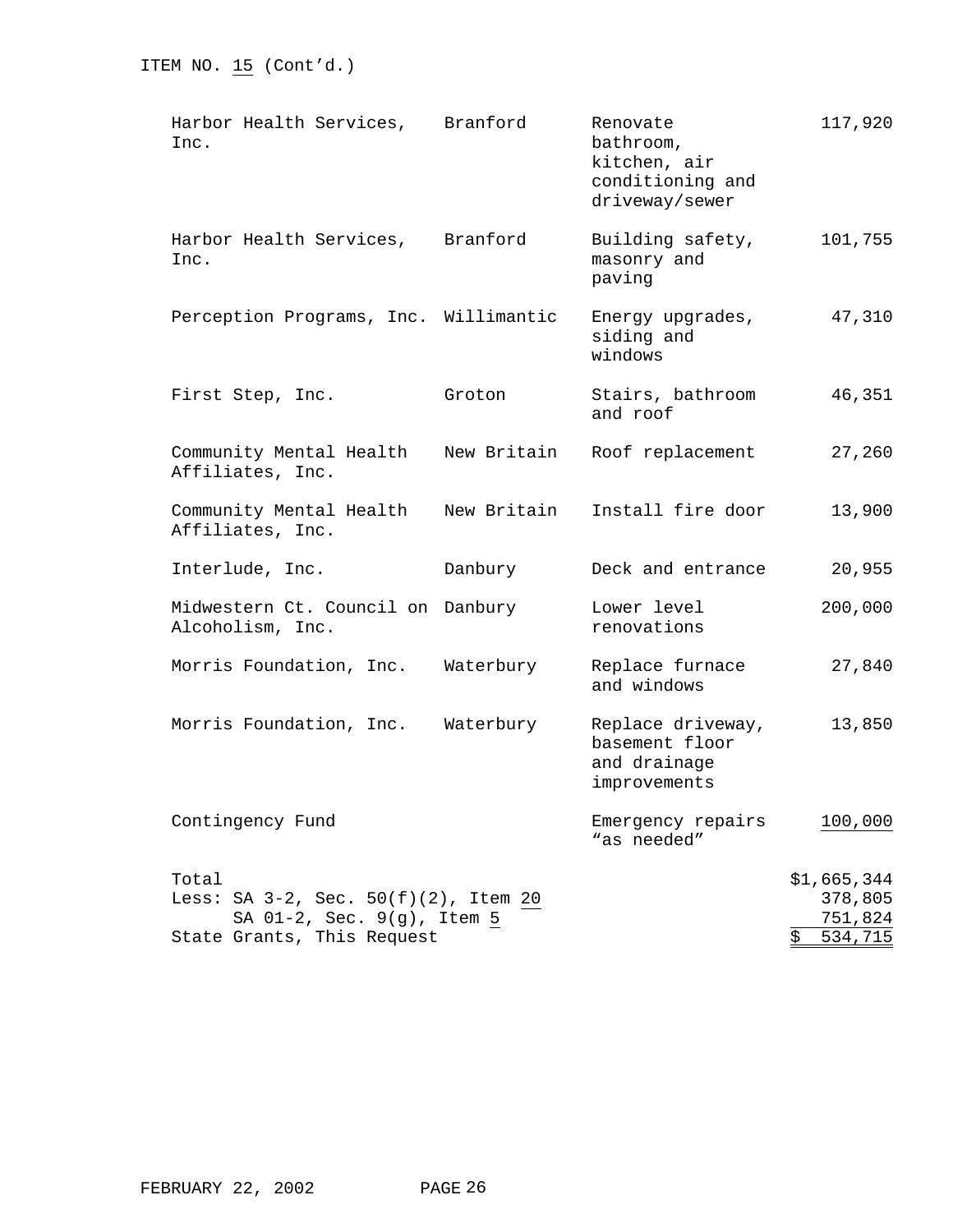ITEM NO. 15 (Cont'd.)

| | | | |
|---|---|---|---|
| Harbor Health Services, Inc. | Branford | Renovate bathroom, kitchen, air conditioning and driveway/sewer | 117,920 |
| Harbor Health Services, Inc. | Branford | Building safety, masonry and paving | 101,755 |
| Perception Programs, Inc. | Willimantic | Energy upgrades, siding and windows | 47,310 |
| First Step, Inc. | Groton | Stairs, bathroom and roof | 46,351 |
| Community Mental Health Affiliates, Inc. | New Britain | Roof replacement | 27,260 |
| Community Mental Health Affiliates, Inc. | New Britain | Install fire door | 13,900 |
| Interlude, Inc. | Danbury | Deck and entrance | 20,955 |
| Midwestern Ct. Council on Alcoholism, Inc. | Danbury | Lower level renovations | 200,000 |
| Morris Foundation, Inc. | Waterbury | Replace furnace and windows | 27,840 |
| Morris Foundation, Inc. | Waterbury | Replace driveway, basement floor and drainage improvements | 13,850 |
| Contingency Fund | | Emergency repairs "as needed" | 100,000 |
| Total | | | $1,665,344 |
| Less: SA 3-2, Sec. 50(f)(2), Item 20 | | | 378,805 |
| SA 01-2, Sec. 9(g), Item 5 | | | 751,824 |
| State Grants, This Request | | | $ 534,715 |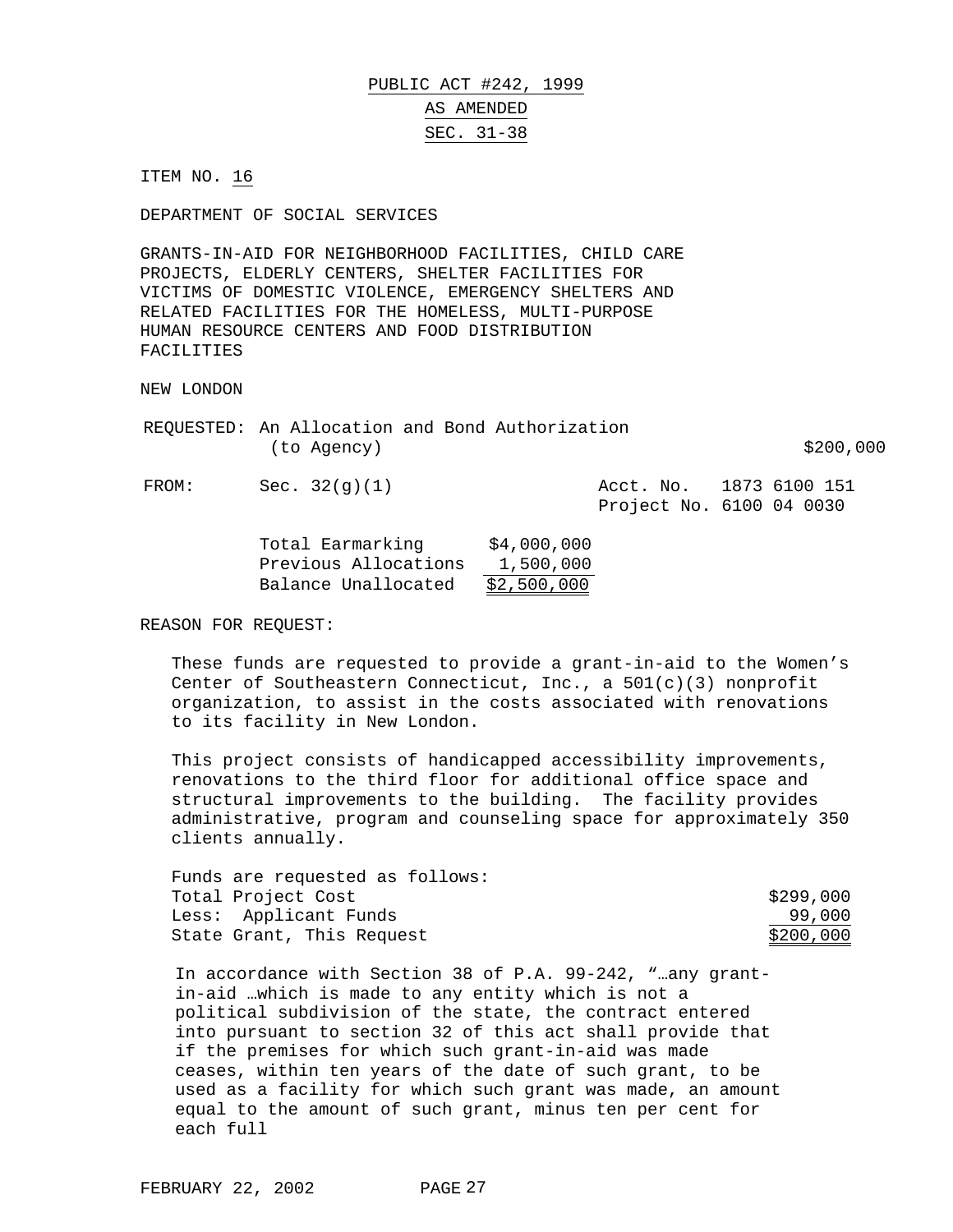# PUBLIC ACT #242, 1999
## AS AMENDED
## SEC. 31-38

ITEM NO. 16

DEPARTMENT OF SOCIAL SERVICES

GRANTS-IN-AID FOR NEIGHBORHOOD FACILITIES, CHILD CARE PROJECTS, ELDERLY CENTERS, SHELTER FACILITIES FOR VICTIMS OF DOMESTIC VIOLENCE, EMERGENCY SHELTERS AND RELATED FACILITIES FOR THE HOMELESS, MULTI-PURPOSE HUMAN RESOURCE CENTERS AND FOOD DISTRIBUTION FACILITIES

NEW LONDON

REQUESTED: An Allocation and Bond Authorization (to Agency) — $200,000

FROM: Sec. 32(g)(1) — Acct. No. 1873 6100 151, Project No. 6100 04 0030

| | |
|---|---|
| Total Earmarking | $4,000,000 |
| Previous Allocations | 1,500,000 |
| Balance Unallocated | $2,500,000 |

REASON FOR REQUEST:

These funds are requested to provide a grant-in-aid to the Women's Center of Southeastern Connecticut, Inc., a 501(c)(3) nonprofit organization, to assist in the costs associated with renovations to its facility in New London.

This project consists of handicapped accessibility improvements, renovations to the third floor for additional office space and structural improvements to the building. The facility provides administrative, program and counseling space for approximately 350 clients annually.

Funds are requested as follows:

| | |
|---|---|
| Total Project Cost | $299,000 |
| Less: Applicant Funds | 99,000 |
| State Grant, This Request | $200,000 |

In accordance with Section 38 of P.A. 99-242, "…any grant-in-aid …which is made to any entity which is not a political subdivision of the state, the contract entered into pursuant to section 32 of this act shall provide that if the premises for which such grant-in-aid was made ceases, within ten years of the date of such grant, to be used as a facility for which such grant was made, an amount equal to the amount of such grant, minus ten per cent for each full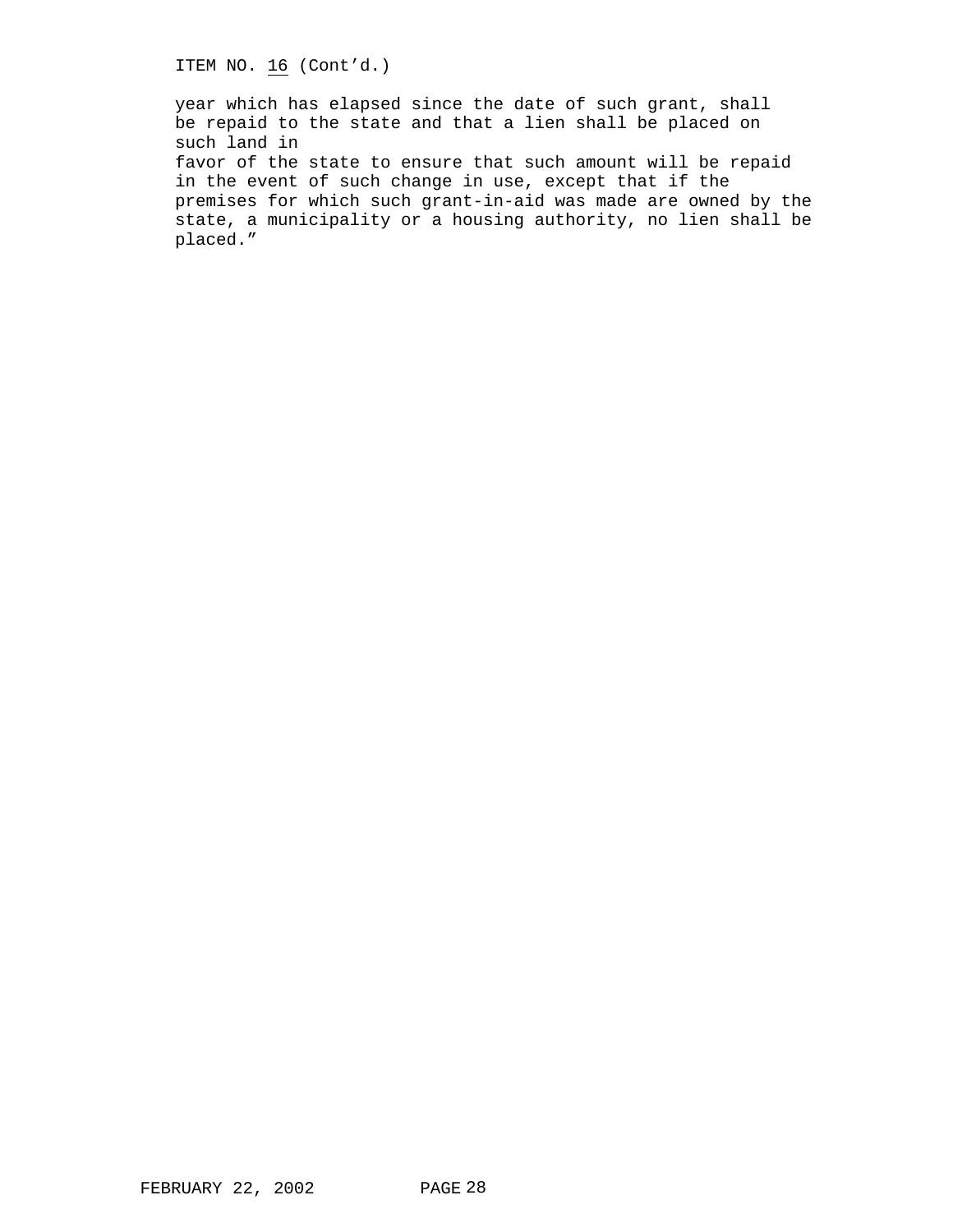ITEM NO. 16 (Cont'd.)

year which has elapsed since the date of such grant, shall be repaid to the state and that a lien shall be placed on such land in favor of the state to ensure that such amount will be repaid in the event of such change in use, except that if the premises for which such grant-in-aid was made are owned by the state, a municipality or a housing authority, no lien shall be placed."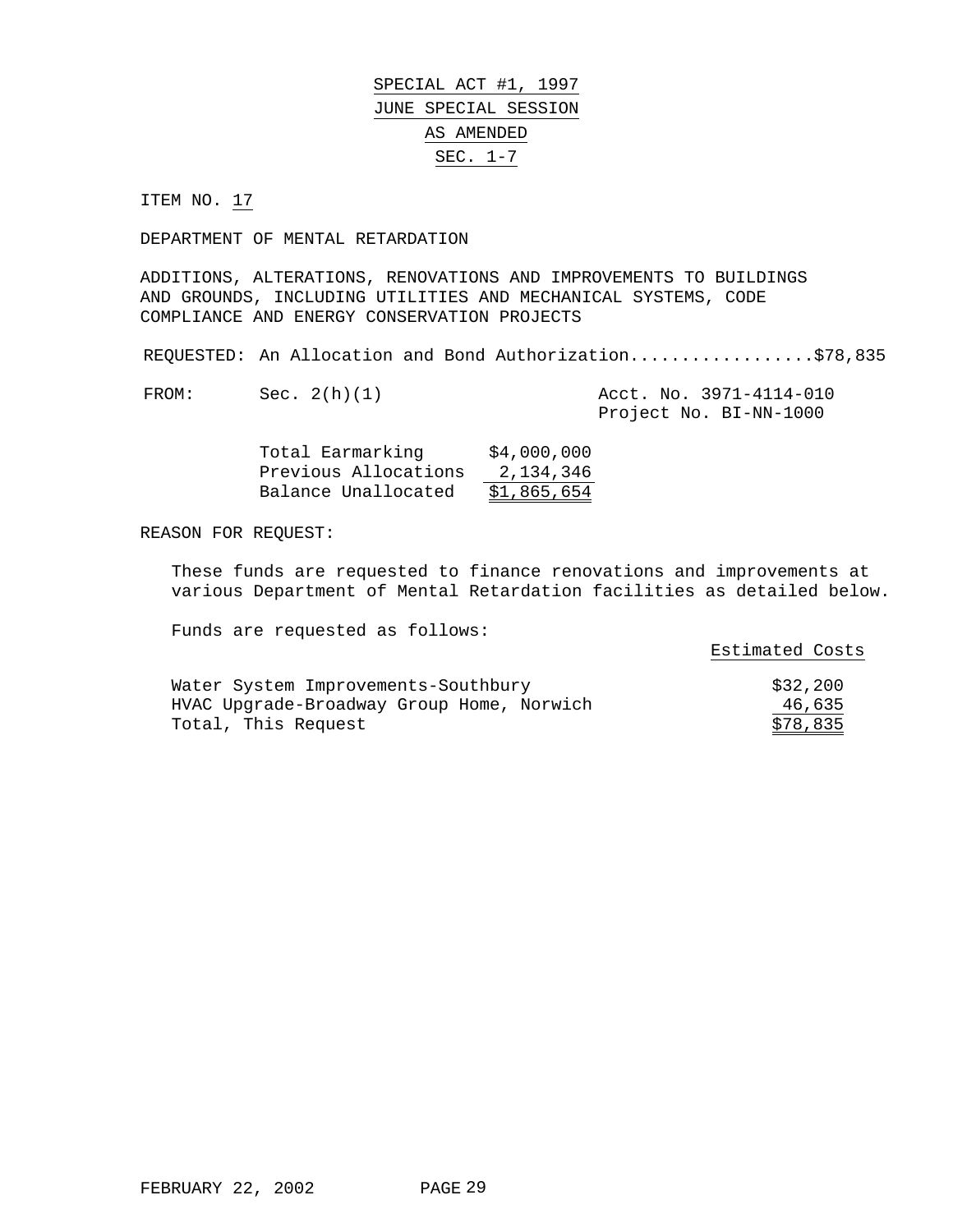# SPECIAL ACT #1, 1997
## JUNE SPECIAL SESSION
## AS AMENDED
## SEC. 1-7

ITEM NO. 17

DEPARTMENT OF MENTAL RETARDATION

ADDITIONS, ALTERATIONS, RENOVATIONS AND IMPROVEMENTS TO BUILDINGS AND GROUNDS, INCLUDING UTILITIES AND MECHANICAL SYSTEMS, CODE COMPLIANCE AND ENERGY CONSERVATION PROJECTS

REQUESTED: An Allocation and Bond Authorization..................$78,835

FROM: Sec. 2(h)(1) — Acct. No. 3971-4114-010, Project No. BI-NN-1000

| | |
|---|---|
| Total Earmarking | $4,000,000 |
| Previous Allocations | 2,134,346 |
| Balance Unallocated | $1,865,654 |

REASON FOR REQUEST:

These funds are requested to finance renovations and improvements at various Department of Mental Retardation facilities as detailed below.

Funds are requested as follows:

| | Estimated Costs |
|---|---|
| Water System Improvements-Southbury | $32,200 |
| HVAC Upgrade-Broadway Group Home, Norwich | 46,635 |
| Total, This Request | $78,835 |

FEBRUARY 22, 2002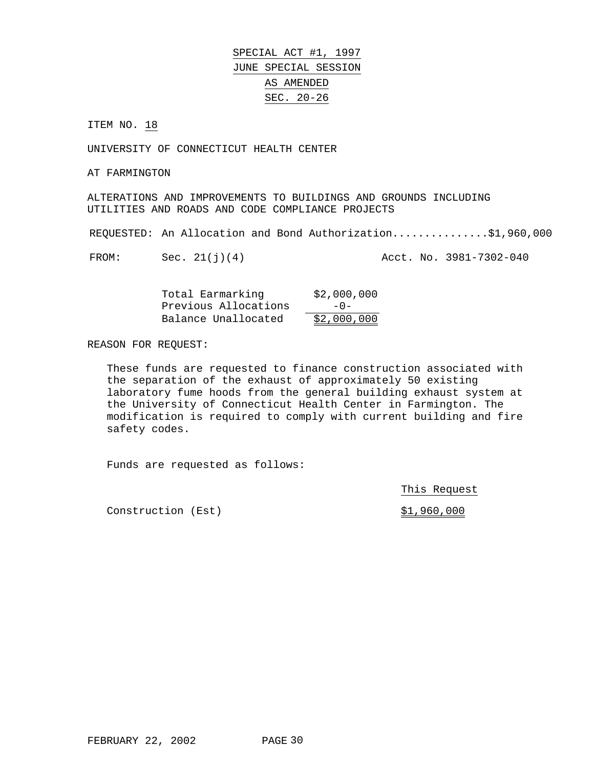SPECIAL ACT #1, 1997

JUNE SPECIAL SESSION

AS AMENDED

SEC. 20-26

ITEM NO. 18

UNIVERSITY OF CONNECTICUT HEALTH CENTER

AT FARMINGTON

ALTERATIONS AND IMPROVEMENTS TO BUILDINGS AND GROUNDS INCLUDING UTILITIES AND ROADS AND CODE COMPLIANCE PROJECTS

REQUESTED: An Allocation and Bond Authorization...............$1,960,000

FROM: Sec. 21(j)(4) Acct. No. 3981-7302-040

| | |
|---|---|
| Total Earmarking | $2,000,000 |
| Previous Allocations | -0- |
| Balance Unallocated | $2,000,000 |

REASON FOR REQUEST:

These funds are requested to finance construction associated with the separation of the exhaust of approximately 50 existing laboratory fume hoods from the general building exhaust system at the University of Connecticut Health Center in Farmington. The modification is required to comply with current building and fire safety codes.

Funds are requested as follows:

| | This Request |
|---|---|
| Construction (Est) | $1,960,000 |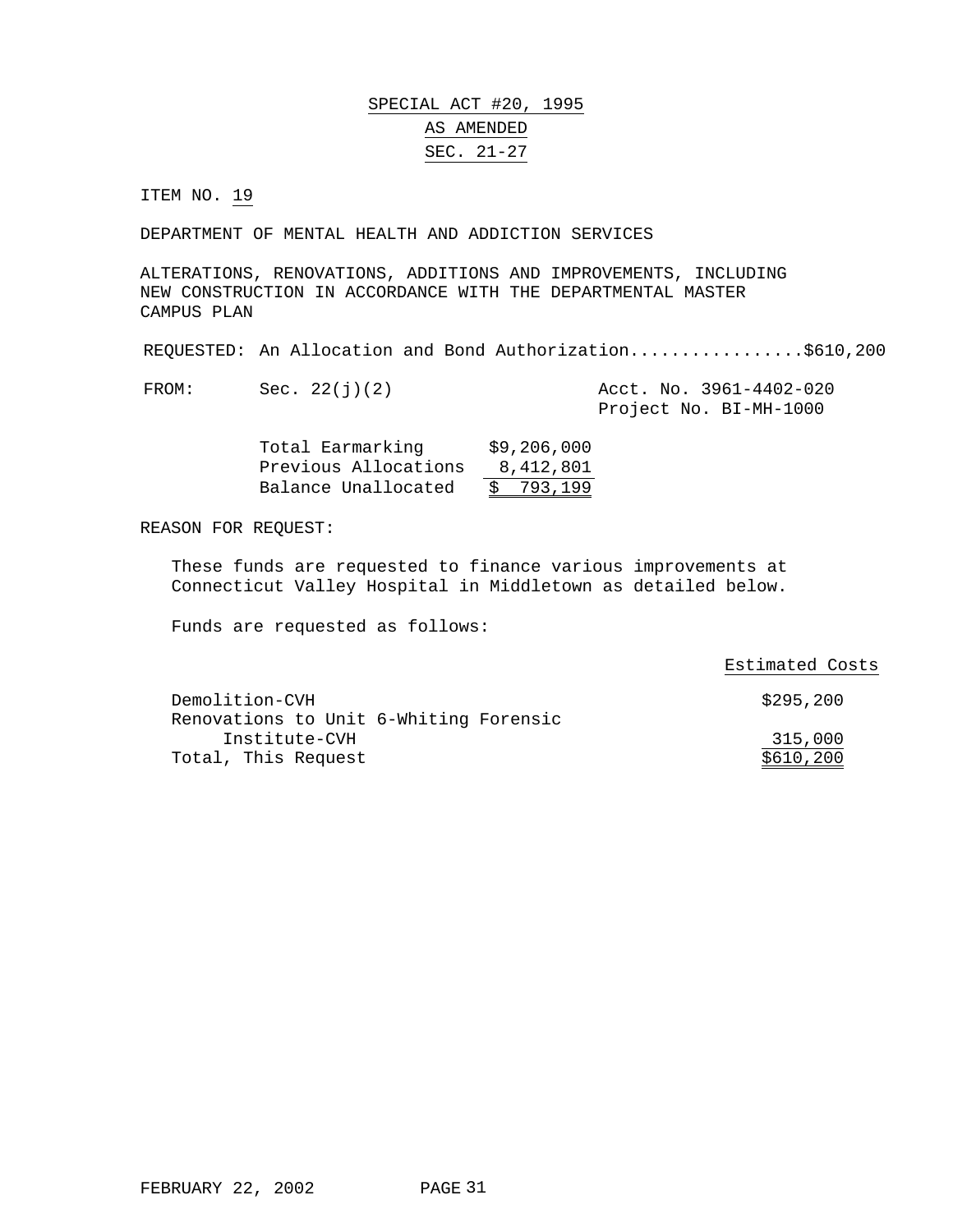SPECIAL ACT #20, 1995

AS AMENDED

SEC. 21-27

ITEM NO. 19

DEPARTMENT OF MENTAL HEALTH AND ADDICTION SERVICES

ALTERATIONS, RENOVATIONS, ADDITIONS AND IMPROVEMENTS, INCLUDING NEW CONSTRUCTION IN ACCORDANCE WITH THE DEPARTMENTAL MASTER CAMPUS PLAN

REQUESTED: An Allocation and Bond Authorization.................$610,200

FROM: Sec. 22(j)(2) Acct. No. 3961-4402-020
Project No. BI-MH-1000

| | |
|---|---|
| Total Earmarking | $9,206,000 |
| Previous Allocations | 8,412,801 |
| Balance Unallocated | $ 793,199 |

REASON FOR REQUEST:

These funds are requested to finance various improvements at Connecticut Valley Hospital in Middletown as detailed below.

Funds are requested as follows:

| | Estimated Costs |
|---|---|
| Demolition-CVH | $295,200 |
| Renovations to Unit 6-Whiting Forensic Institute-CVH | 315,000 |
| Total, This Request | $610,200 |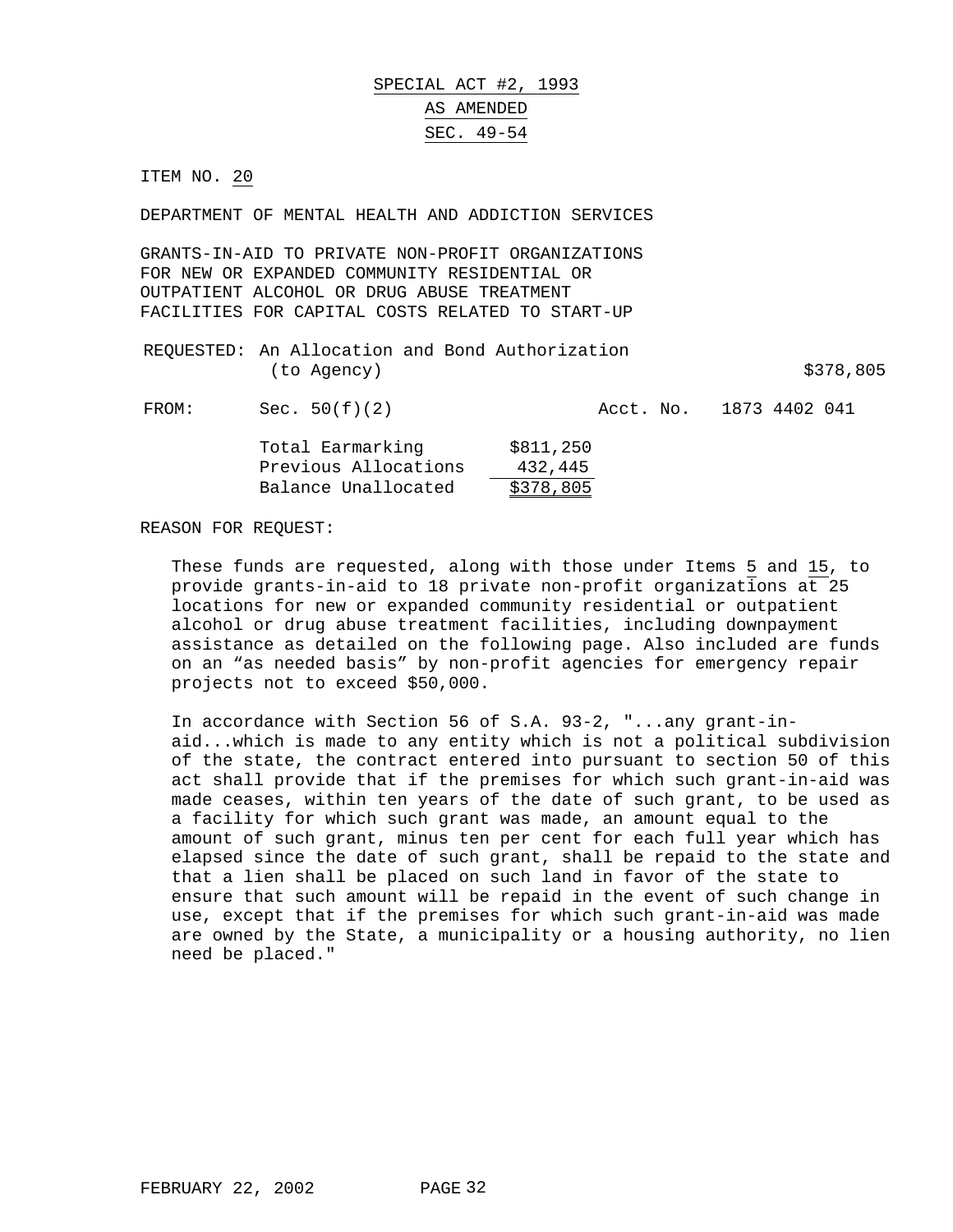# SPECIAL ACT #2, 1993
## AS AMENDED
## SEC. 49-54

ITEM NO. 20

DEPARTMENT OF MENTAL HEALTH AND ADDICTION SERVICES

GRANTS-IN-AID TO PRIVATE NON-PROFIT ORGANIZATIONS FOR NEW OR EXPANDED COMMUNITY RESIDENTIAL OR OUTPATIENT ALCOHOL OR DRUG ABUSE TREATMENT FACILITIES FOR CAPITAL COSTS RELATED TO START-UP

REQUESTED: An Allocation and Bond Authorization (to Agency) $378,805

FROM: Sec. 50(f)(2) Acct. No. 1873 4402 041

| | |
|---|---|
| Total Earmarking | $811,250 |
| Previous Allocations | 432,445 |
| Balance Unallocated | $378,805 |

REASON FOR REQUEST:

These funds are requested, along with those under Items 5 and 15, to provide grants-in-aid to 18 private non-profit organizations at 25 locations for new or expanded community residential or outpatient alcohol or drug abuse treatment facilities, including downpayment assistance as detailed on the following page. Also included are funds on an "as needed basis" by non-profit agencies for emergency repair projects not to exceed $50,000.

In accordance with Section 56 of S.A. 93-2, "...any grant-in-aid...which is made to any entity which is not a political subdivision of the state, the contract entered into pursuant to section 50 of this act shall provide that if the premises for which such grant-in-aid was made ceases, within ten years of the date of such grant, to be used as a facility for which such grant was made, an amount equal to the amount of such grant, minus ten per cent for each full year which has elapsed since the date of such grant, shall be repaid to the state and that a lien shall be placed on such land in favor of the state to ensure that such amount will be repaid in the event of such change in use, except that if the premises for which such grant-in-aid was made are owned by the State, a municipality or a housing authority, no lien need be placed."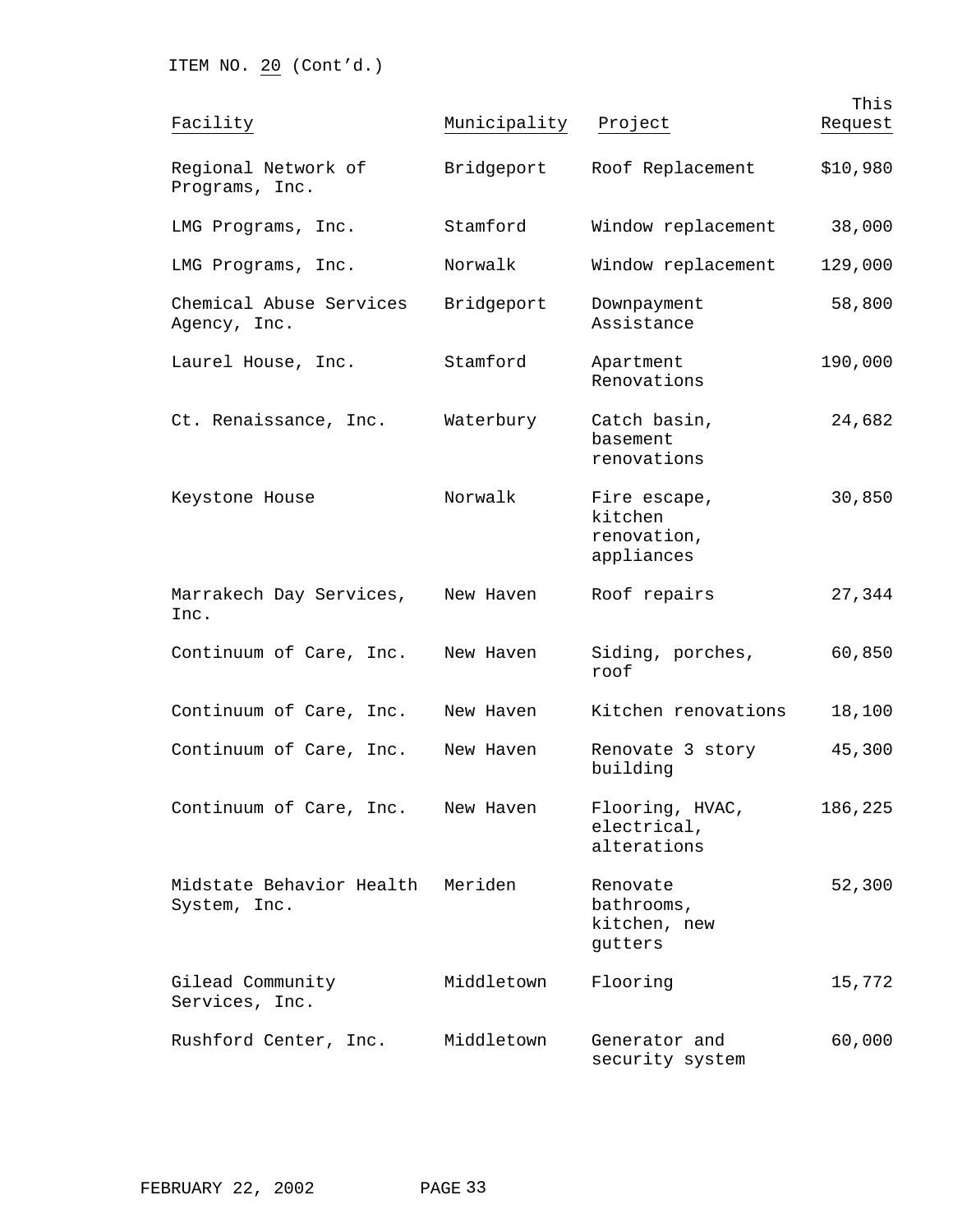ITEM NO. 20 (Cont'd.)

| Facility | Municipality | Project | This Request |
|---|---|---|---|
| Regional Network of Programs, Inc. | Bridgeport | Roof Replacement | $10,980 |
| LMG Programs, Inc. | Stamford | Window replacement | 38,000 |
| LMG Programs, Inc. | Norwalk | Window replacement | 129,000 |
| Chemical Abuse Services Agency, Inc. | Bridgeport | Downpayment Assistance | 58,800 |
| Laurel House, Inc. | Stamford | Apartment Renovations | 190,000 |
| Ct. Renaissance, Inc. | Waterbury | Catch basin, basement renovations | 24,682 |
| Keystone House | Norwalk | Fire escape, kitchen renovation, appliances | 30,850 |
| Marrakech Day Services, Inc. | New Haven | Roof repairs | 27,344 |
| Continuum of Care, Inc. | New Haven | Siding, porches, roof | 60,850 |
| Continuum of Care, Inc. | New Haven | Kitchen renovations | 18,100 |
| Continuum of Care, Inc. | New Haven | Renovate 3 story building | 45,300 |
| Continuum of Care, Inc. | New Haven | Flooring, HVAC, electrical, alterations | 186,225 |
| Midstate Behavior Health System, Inc. | Meriden | Renovate bathrooms, kitchen, new gutters | 52,300 |
| Gilead Community Services, Inc. | Middletown | Flooring | 15,772 |
| Rushford Center, Inc. | Middletown | Generator and security system | 60,000 |

FEBRUARY 22, 2002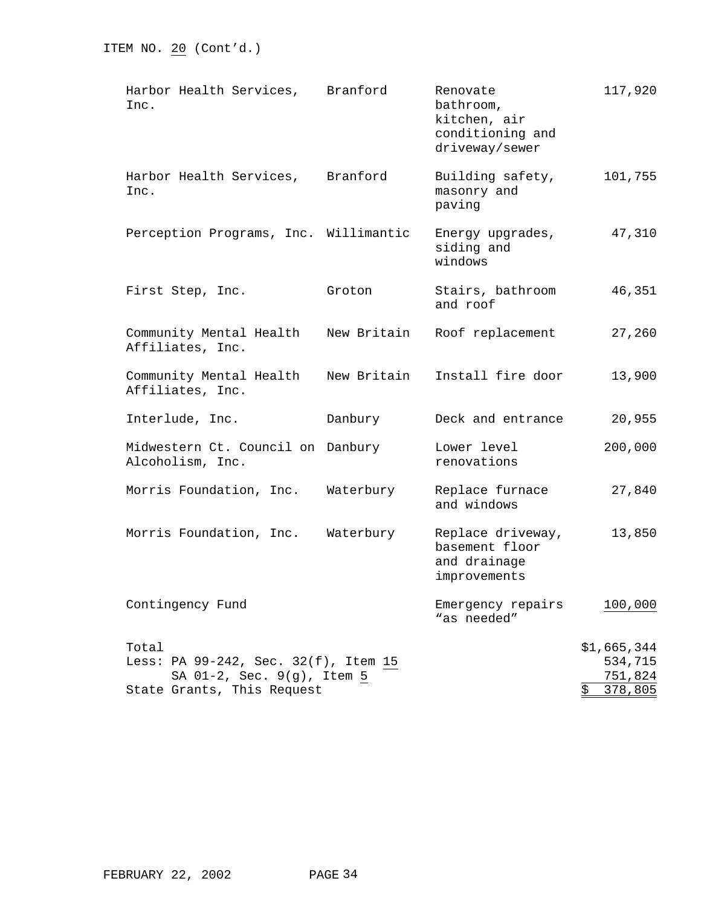ITEM NO. 20 (Cont'd.)

| | | | |
|---|---|---|---|
| Harbor Health Services, Inc. | Branford | Renovate bathroom, kitchen, air conditioning and driveway/sewer | 117,920 |
| Harbor Health Services, Inc. | Branford | Building safety, masonry and paving | 101,755 |
| Perception Programs, Inc. | Willimantic | Energy upgrades, siding and windows | 47,310 |
| First Step, Inc. | Groton | Stairs, bathroom and roof | 46,351 |
| Community Mental Health Affiliates, Inc. | New Britain | Roof replacement | 27,260 |
| Community Mental Health Affiliates, Inc. | New Britain | Install fire door | 13,900 |
| Interlude, Inc. | Danbury | Deck and entrance | 20,955 |
| Midwestern Ct. Council on Alcoholism, Inc. | Danbury | Lower level renovations | 200,000 |
| Morris Foundation, Inc. | Waterbury | Replace furnace and windows | 27,840 |
| Morris Foundation, Inc. | Waterbury | Replace driveway, basement floor and drainage improvements | 13,850 |
| Contingency Fund | | Emergency repairs "as needed" | 100,000 |
| Total | | | $1,665,344 |
| Less: PA 99-242, Sec. 32(f), Item 15 | | | 534,715 |
| SA 01-2, Sec. 9(g), Item 5 | | | 751,824 |
| State Grants, This Request | | | $ 378,805 |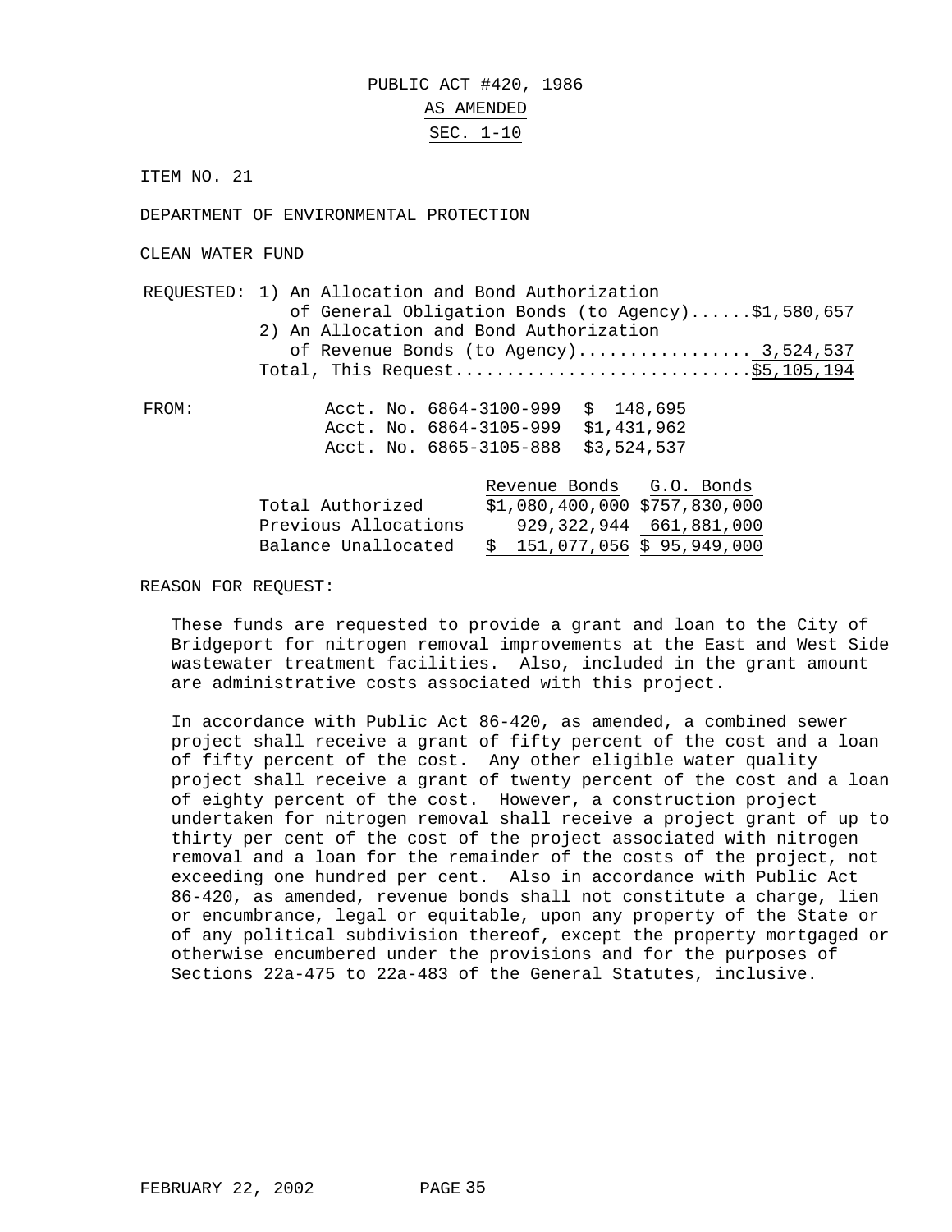# PUBLIC ACT #420, 1986

## AS AMENDED

## SEC. 1-10

ITEM NO. 21

DEPARTMENT OF ENVIRONMENTAL PROTECTION

CLEAN WATER FUND

REQUESTED: 1) An Allocation and Bond Authorization of General Obligation Bonds (to Agency)......$1,580,657
2) An Allocation and Bond Authorization of Revenue Bonds (to Agency)................. 3,524,537
Total, This Request............................$5,105,194

FROM:

| | |
|---|---|
| Acct. No. 6864-3100-999 | $ 148,695 |
| Acct. No. 6864-3105-999 | $1,431,962 |
| Acct. No. 6865-3105-888 | $3,524,537 |

| | Revenue Bonds | G.O. Bonds |
|---|---|---|
| Total Authorized | $1,080,400,000 | $757,830,000 |
| Previous Allocations | 929,322,944 | 661,881,000 |
| Balance Unallocated | $ 151,077,056 | $ 95,949,000 |

REASON FOR REQUEST:

These funds are requested to provide a grant and loan to the City of Bridgeport for nitrogen removal improvements at the East and West Side wastewater treatment facilities. Also, included in the grant amount are administrative costs associated with this project.

In accordance with Public Act 86-420, as amended, a combined sewer project shall receive a grant of fifty percent of the cost and a loan of fifty percent of the cost. Any other eligible water quality project shall receive a grant of twenty percent of the cost and a loan of eighty percent of the cost. However, a construction project undertaken for nitrogen removal shall receive a project grant of up to thirty per cent of the cost of the project associated with nitrogen removal and a loan for the remainder of the costs of the project, not exceeding one hundred per cent. Also in accordance with Public Act 86-420, as amended, revenue bonds shall not constitute a charge, lien or encumbrance, legal or equitable, upon any property of the State or of any political subdivision thereof, except the property mortgaged or otherwise encumbered under the provisions and for the purposes of Sections 22a-475 to 22a-483 of the General Statutes, inclusive.

FEBRUARY 22, 2002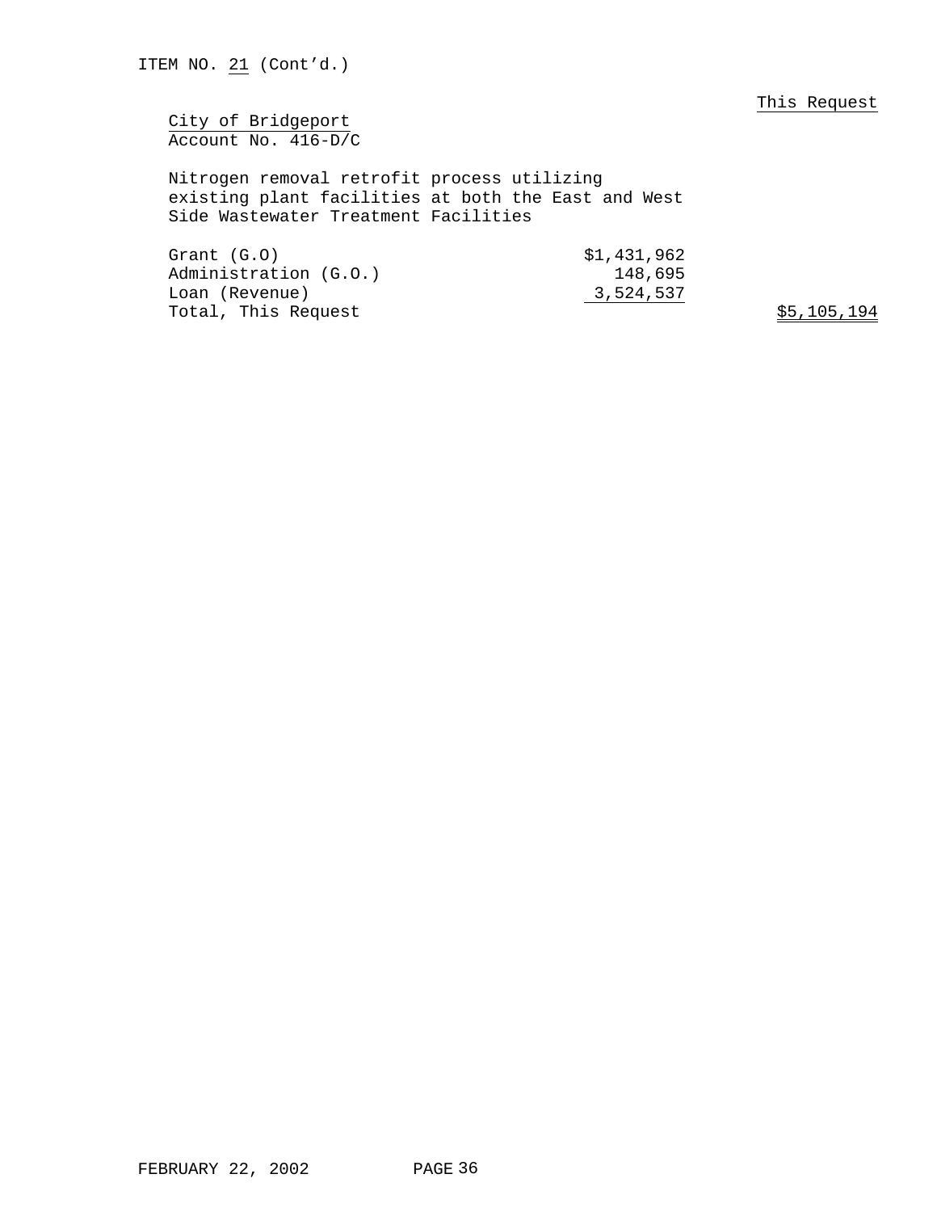ITEM NO. 21 (Cont'd.)

| | | This Request |
|---|---|---|
| City of Bridgeport<br>Account No. 416-D/C | | |
| Nitrogen removal retrofit process utilizing existing plant facilities at both the East and West Side Wastewater Treatment Facilities | | |
| Grant (G.O) | $1,431,962 | |
| Administration (G.O.) | 148,695 | |
| Loan (Revenue) | 3,524,537 | |
| Total, This Request | | $5,105,194 |

FEBRUARY 22, 2002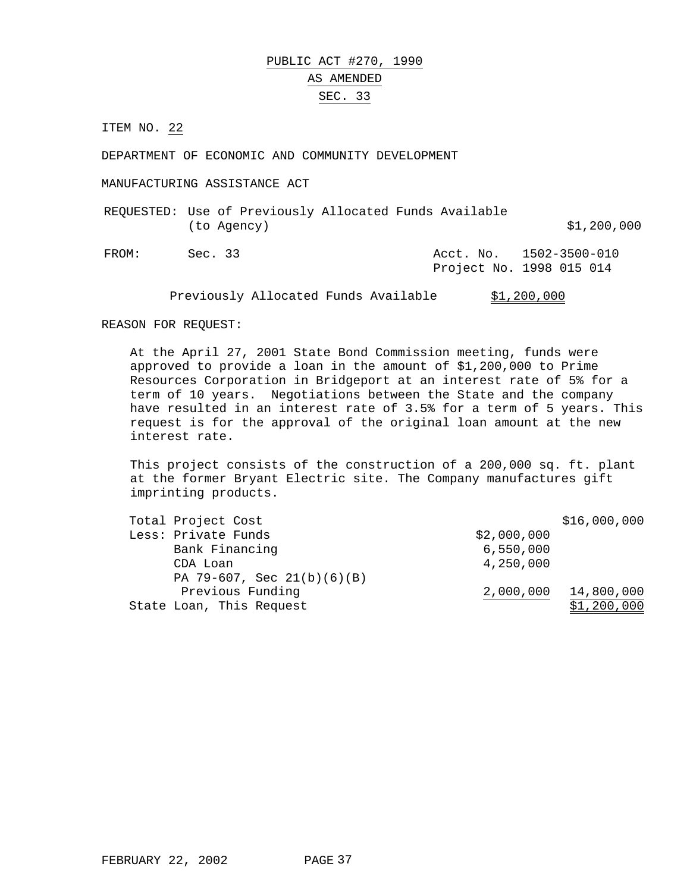# PUBLIC ACT #270, 1990
## AS AMENDED
## SEC. 33

ITEM NO. 22

DEPARTMENT OF ECONOMIC AND COMMUNITY DEVELOPMENT

MANUFACTURING ASSISTANCE ACT

| | | | |
|---|---|---|---|
| REQUESTED: | Use of Previously Allocated Funds Available (to Agency) | | $1,200,000 |
| FROM: | Sec. 33 | Acct. No. 1502-3500-010<br>Project No. 1998 015 014 | |
| | Previously Allocated Funds Available | | $1,200,000 |

REASON FOR REQUEST:

At the April 27, 2001 State Bond Commission meeting, funds were approved to provide a loan in the amount of $1,200,000 to Prime Resources Corporation in Bridgeport at an interest rate of 5% for a term of 10 years. Negotiations between the State and the company have resulted in an interest rate of 3.5% for a term of 5 years. This request is for the approval of the original loan amount at the new interest rate.

This project consists of the construction of a 200,000 sq. ft. plant at the former Bryant Electric site. The Company manufactures gift imprinting products.

| | | |
|---|---|---|
| Total Project Cost | | $16,000,000 |
| Less: Private Funds | $2,000,000 | |
| Bank Financing | 6,550,000 | |
| CDA Loan | 4,250,000 | |
| PA 79-607, Sec 21(b)(6)(B) Previous Funding | 2,000,000 | 14,800,000 |
| State Loan, This Request | | $1,200,000 |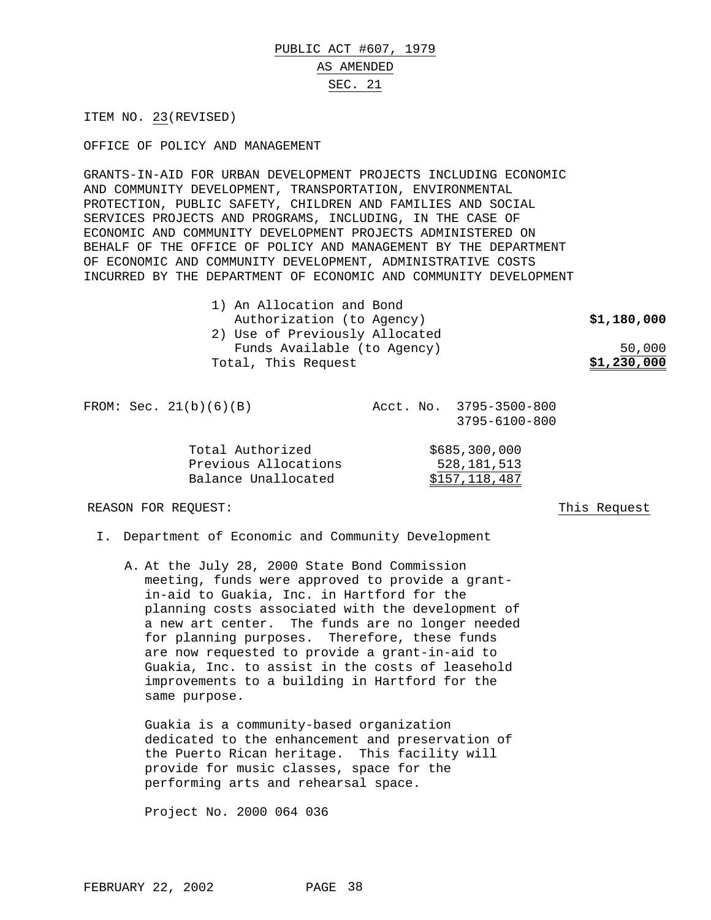# PUBLIC ACT #607, 1979

## AS AMENDED

## SEC. 21

ITEM NO. 23(REVISED)

OFFICE OF POLICY AND MANAGEMENT

GRANTS-IN-AID FOR URBAN DEVELOPMENT PROJECTS INCLUDING ECONOMIC AND COMMUNITY DEVELOPMENT, TRANSPORTATION, ENVIRONMENTAL PROTECTION, PUBLIC SAFETY, CHILDREN AND FAMILIES AND SOCIAL SERVICES PROJECTS AND PROGRAMS, INCLUDING, IN THE CASE OF ECONOMIC AND COMMUNITY DEVELOPMENT PROJECTS ADMINISTERED ON BEHALF OF THE OFFICE OF POLICY AND MANAGEMENT BY THE DEPARTMENT OF ECONOMIC AND COMMUNITY DEVELOPMENT, ADMINISTRATIVE COSTS INCURRED BY THE DEPARTMENT OF ECONOMIC AND COMMUNITY DEVELOPMENT

| | |
|---|---|
| 1) An Allocation and Bond Authorization (to Agency) | **$1,180,000** |
| 2) Use of Previously Allocated Funds Available (to Agency) | 50,000 |
| Total, This Request | **$1,230,000** |

FROM: Sec. 21(b)(6)(B) Acct. No. 3795-3500-800, 3795-6100-800

| | |
|---|---|
| Total Authorized | $685,300,000 |
| Previous Allocations | 528,181,513 |
| Balance Unallocated | $157,118,487 |

REASON FOR REQUEST: This Request

I. Department of Economic and Community Development

A. At the July 28, 2000 State Bond Commission meeting, funds were approved to provide a grant-in-aid to Guakia, Inc. in Hartford for the planning costs associated with the development of a new art center. The funds are no longer needed for planning purposes. Therefore, these funds are now requested to provide a grant-in-aid to Guakia, Inc. to assist in the costs of leasehold improvements to a building in Hartford for the same purpose.

Guakia is a community-based organization dedicated to the enhancement and preservation of the Puerto Rican heritage. This facility will provide for music classes, space for the performing arts and rehearsal space.

Project No. 2000 064 036

FEBRUARY 22, 2002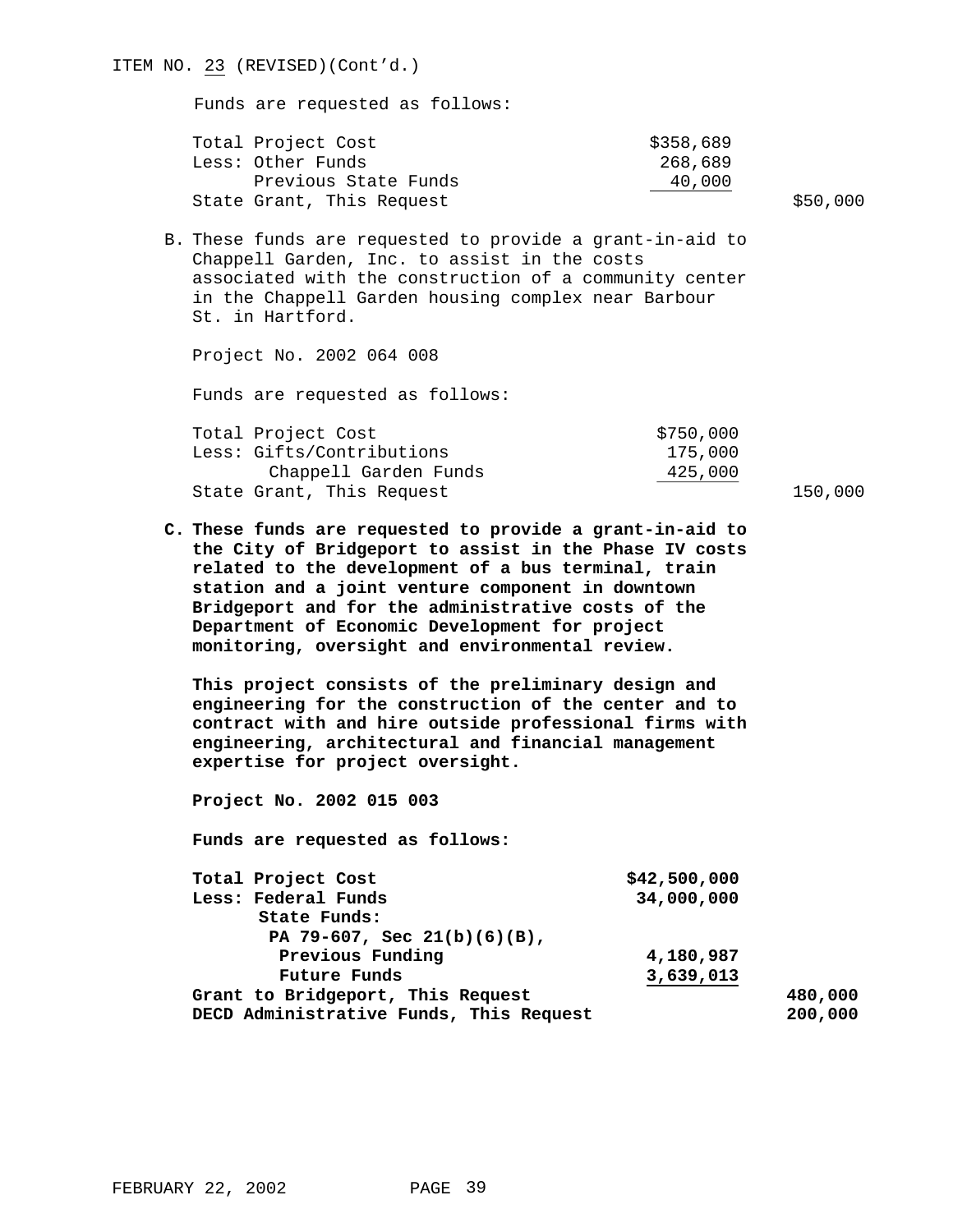ITEM NO. 23 (REVISED)(Cont'd.)

Funds are requested as follows:

| | | |
|---|---|---|
| Total Project Cost | $358,689 | |
| Less: Other Funds | 268,689 | |
| Previous State Funds | 40,000 | |
| State Grant, This Request | | $50,000 |

B. These funds are requested to provide a grant-in-aid to Chappell Garden, Inc. to assist in the costs associated with the construction of a community center in the Chappell Garden housing complex near Barbour St. in Hartford.

Project No. 2002 064 008

Funds are requested as follows:

| | | |
|---|---|---|
| Total Project Cost | $750,000 | |
| Less: Gifts/Contributions | 175,000 | |
| Chappell Garden Funds | 425,000 | |
| State Grant, This Request | | 150,000 |

**C. These funds are requested to provide a grant-in-aid to the City of Bridgeport to assist in the Phase IV costs related to the development of a bus terminal, train station and a joint venture component in downtown Bridgeport and for the administrative costs of the Department of Economic Development for project monitoring, oversight and environmental review.**

**This project consists of the preliminary design and engineering for the construction of the center and to contract with and hire outside professional firms with engineering, architectural and financial management expertise for project oversight.**

**Project No. 2002 015 003**

**Funds are requested as follows:**

| | | |
|---|---|---|
| **Total Project Cost** | **$42,500,000** | |
| **Less: Federal Funds** | **34,000,000** | |
| **State Funds:** | | |
| **PA 79-607, Sec 21(b)(6)(B),** | | |
| **Previous Funding** | **4,180,987** | |
| **Future Funds** | **3,639,013** | |
| **Grant to Bridgeport, This Request** | | **480,000** |
| **DECD Administrative Funds, This Request** | | **200,000** |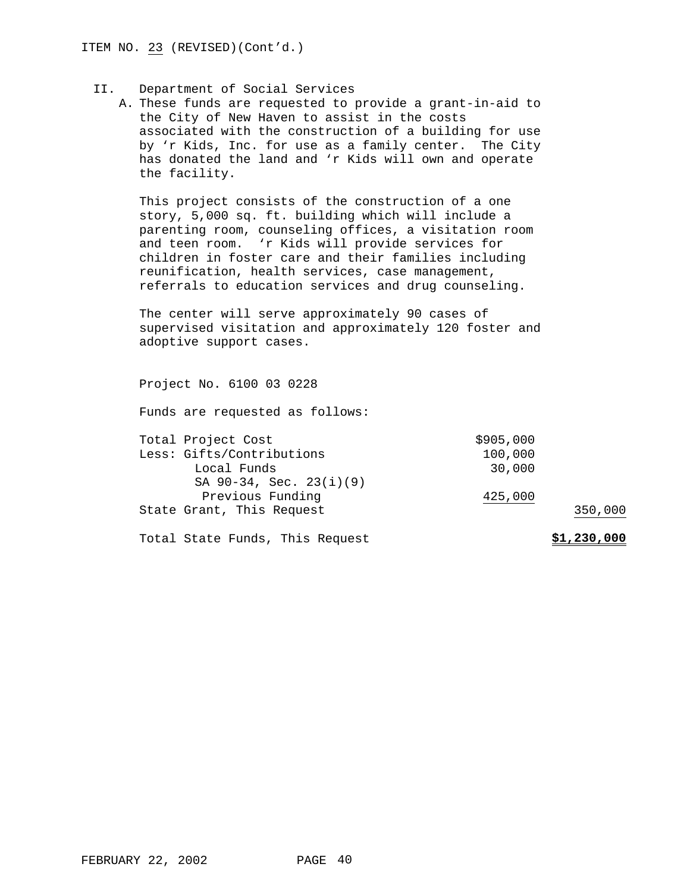ITEM NO. 23 (REVISED)(Cont'd.)

II. Department of Social Services

A. These funds are requested to provide a grant-in-aid to the City of New Haven to assist in the costs associated with the construction of a building for use by 'r Kids, Inc. for use as a family center. The City has donated the land and 'r Kids will own and operate the facility.

This project consists of the construction of a one story, 5,000 sq. ft. building which will include a parenting room, counseling offices, a visitation room and teen room. 'r Kids will provide services for children in foster care and their families including reunification, health services, case management, referrals to education services and drug counseling.

The center will serve approximately 90 cases of supervised visitation and approximately 120 foster and adoptive support cases.

Project No. 6100 03 0228

Funds are requested as follows:

| | | |
|---|---|---|
| Total Project Cost | $905,000 | |
| Less: Gifts/Contributions | 100,000 | |
| Local Funds | 30,000 | |
| SA 90-34, Sec. 23(i)(9) Previous Funding | 425,000 | |
| State Grant, This Request | | 350,000 |
| Total State Funds, This Request | | **$1,230,000** |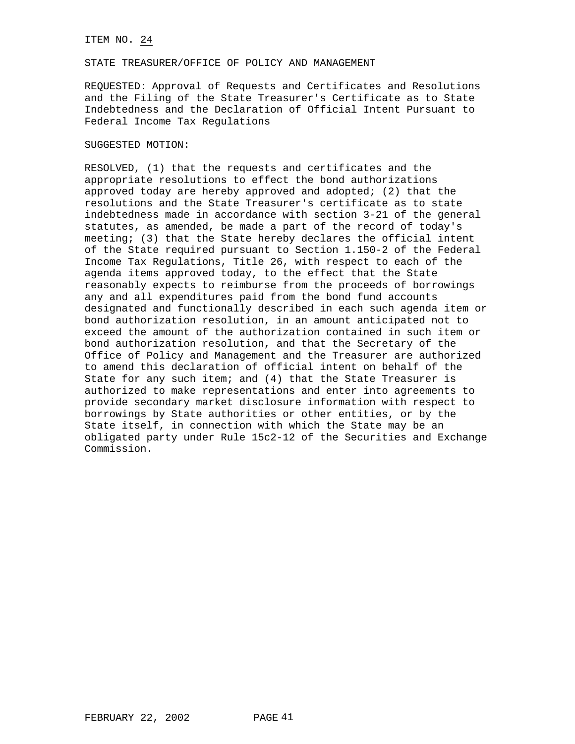ITEM NO. 24

STATE TREASURER/OFFICE OF POLICY AND MANAGEMENT

REQUESTED: Approval of Requests and Certificates and Resolutions and the Filing of the State Treasurer's Certificate as to State Indebtedness and the Declaration of Official Intent Pursuant to Federal Income Tax Regulations

SUGGESTED MOTION:

RESOLVED, (1) that the requests and certificates and the appropriate resolutions to effect the bond authorizations approved today are hereby approved and adopted; (2) that the resolutions and the State Treasurer's certificate as to state indebtedness made in accordance with section 3-21 of the general statutes, as amended, be made a part of the record of today's meeting; (3) that the State hereby declares the official intent of the State required pursuant to Section 1.150-2 of the Federal Income Tax Regulations, Title 26, with respect to each of the agenda items approved today, to the effect that the State reasonably expects to reimburse from the proceeds of borrowings any and all expenditures paid from the bond fund accounts designated and functionally described in each such agenda item or bond authorization resolution, in an amount anticipated not to exceed the amount of the authorization contained in such item or bond authorization resolution, and that the Secretary of the Office of Policy and Management and the Treasurer are authorized to amend this declaration of official intent on behalf of the State for any such item; and (4) that the State Treasurer is authorized to make representations and enter into agreements to provide secondary market disclosure information with respect to borrowings by State authorities or other entities, or by the State itself, in connection with which the State may be an obligated party under Rule 15c2-12 of the Securities and Exchange Commission.